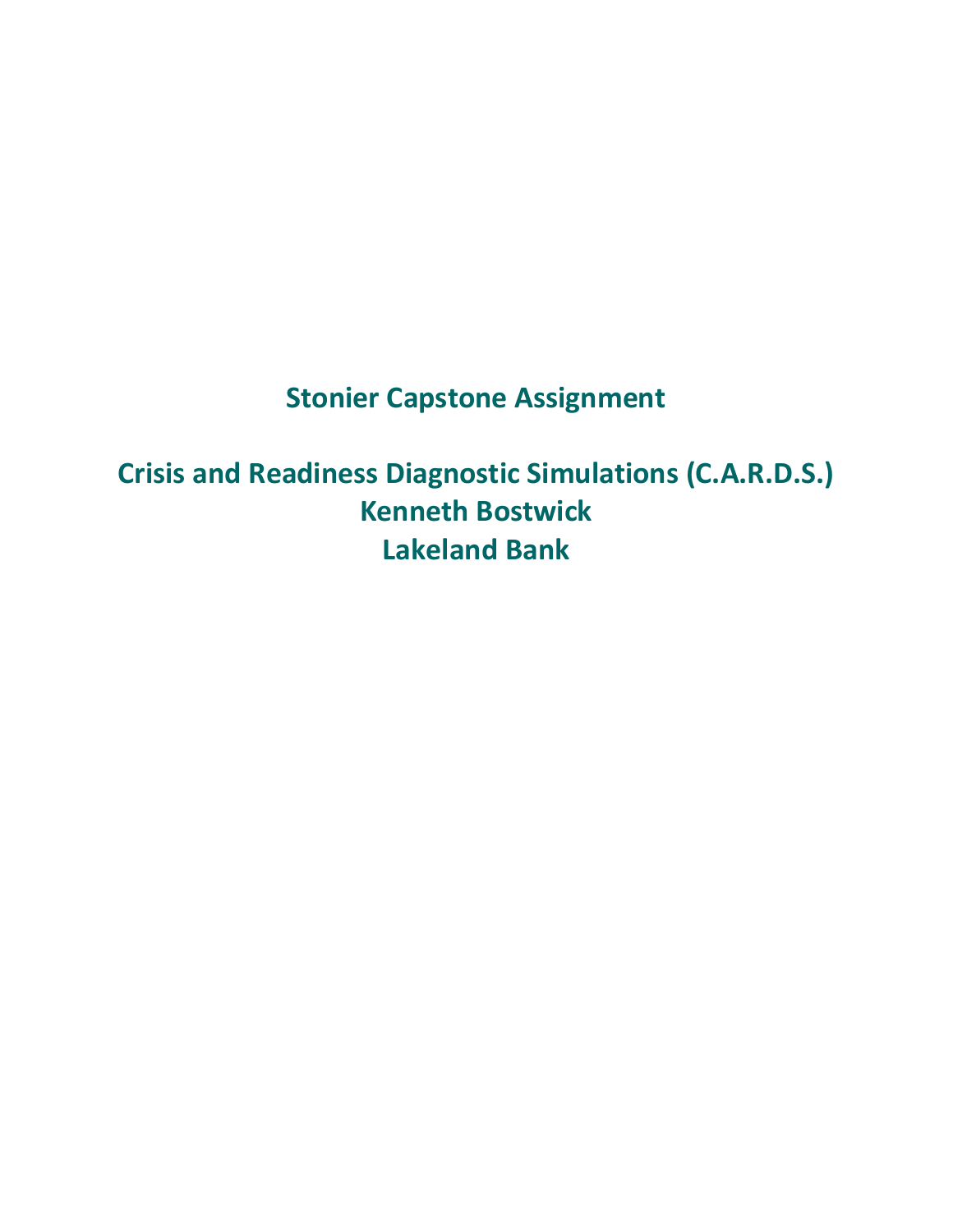# Stonier Capstone Assignment

## Crisis and Readiness Diagnostic Simulations (C.A.R.D.S.)

## Kenneth Bostwick

## Lakeland Bank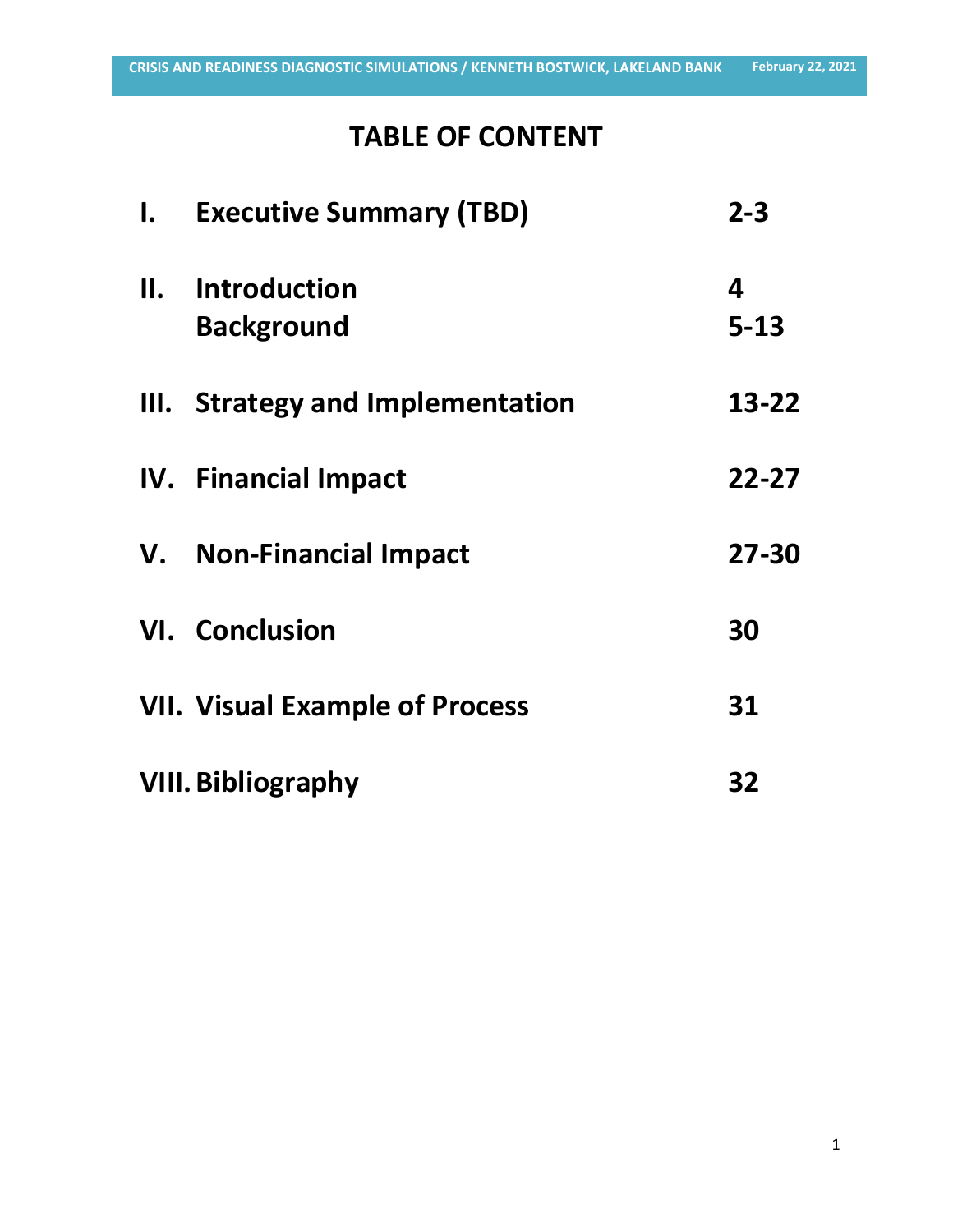# TABLE OF CONTENT

| | | |
|---|---|---|
| I. | Executive Summary (TBD) | 2-3 |
| II. | Introduction | 4 |
| | Background | 5-13 |
| III. | Strategy and Implementation | 13-22 |
| IV. | Financial Impact | 22-27 |
| V. | Non-Financial Impact | 27-30 |
| VI. | Conclusion | 30 |
| VII. | Visual Example of Process | 31 |
| VIII. | Bibliography | 32 |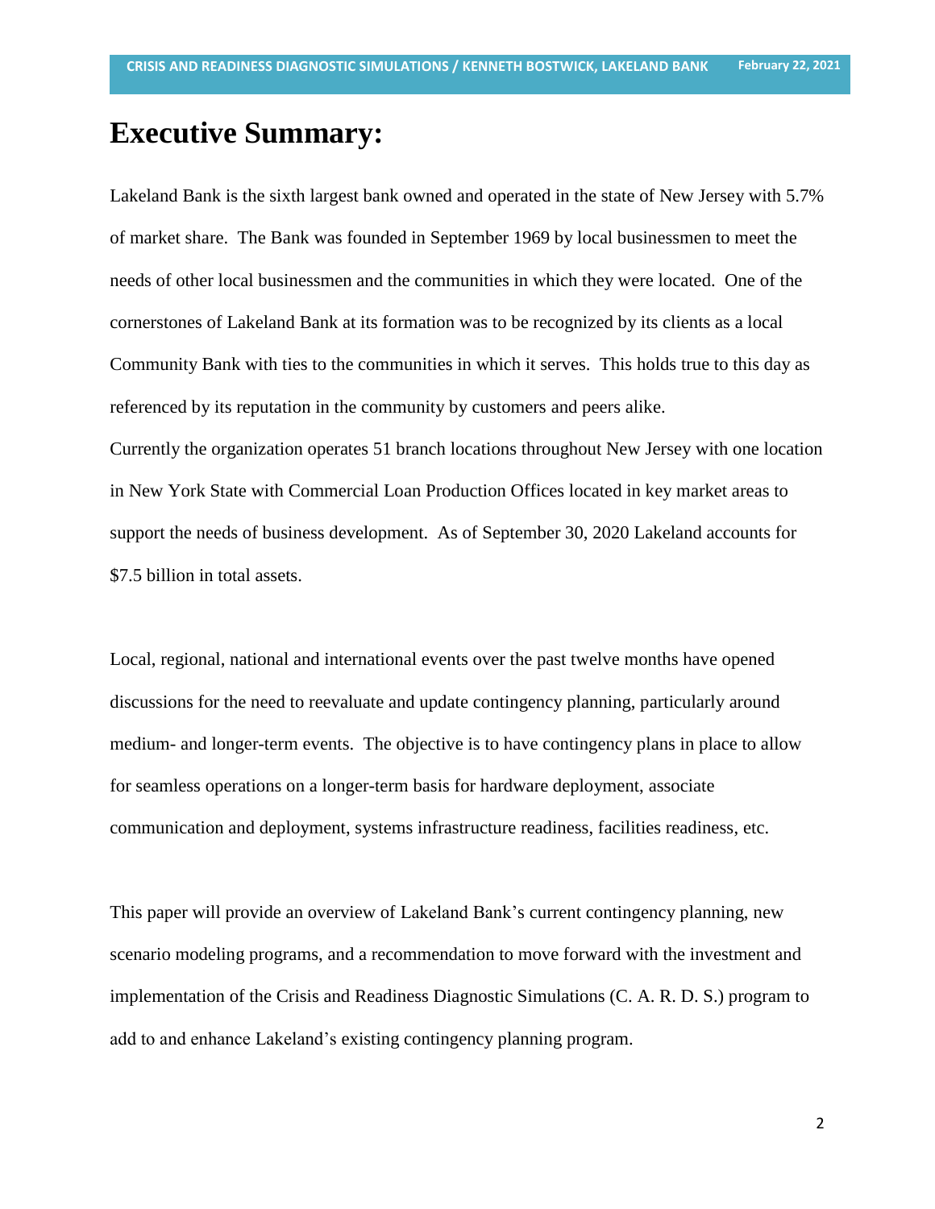# Executive Summary:

Lakeland Bank is the sixth largest bank owned and operated in the state of New Jersey with 5.7% of market share. The Bank was founded in September 1969 by local businessmen to meet the needs of other local businessmen and the communities in which they were located. One of the cornerstones of Lakeland Bank at its formation was to be recognized by its clients as a local Community Bank with ties to the communities in which it serves. This holds true to this day as referenced by its reputation in the community by customers and peers alike.

Currently the organization operates 51 branch locations throughout New Jersey with one location in New York State with Commercial Loan Production Offices located in key market areas to support the needs of business development. As of September 30, 2020 Lakeland accounts for $7.5 billion in total assets.

Local, regional, national and international events over the past twelve months have opened discussions for the need to reevaluate and update contingency planning, particularly around medium- and longer-term events. The objective is to have contingency plans in place to allow for seamless operations on a longer-term basis for hardware deployment, associate communication and deployment, systems infrastructure readiness, facilities readiness, etc.

This paper will provide an overview of Lakeland Bank's current contingency planning, new scenario modeling programs, and a recommendation to move forward with the investment and implementation of the Crisis and Readiness Diagnostic Simulations (C. A. R. D. S.) program to add to and enhance Lakeland's existing contingency planning program.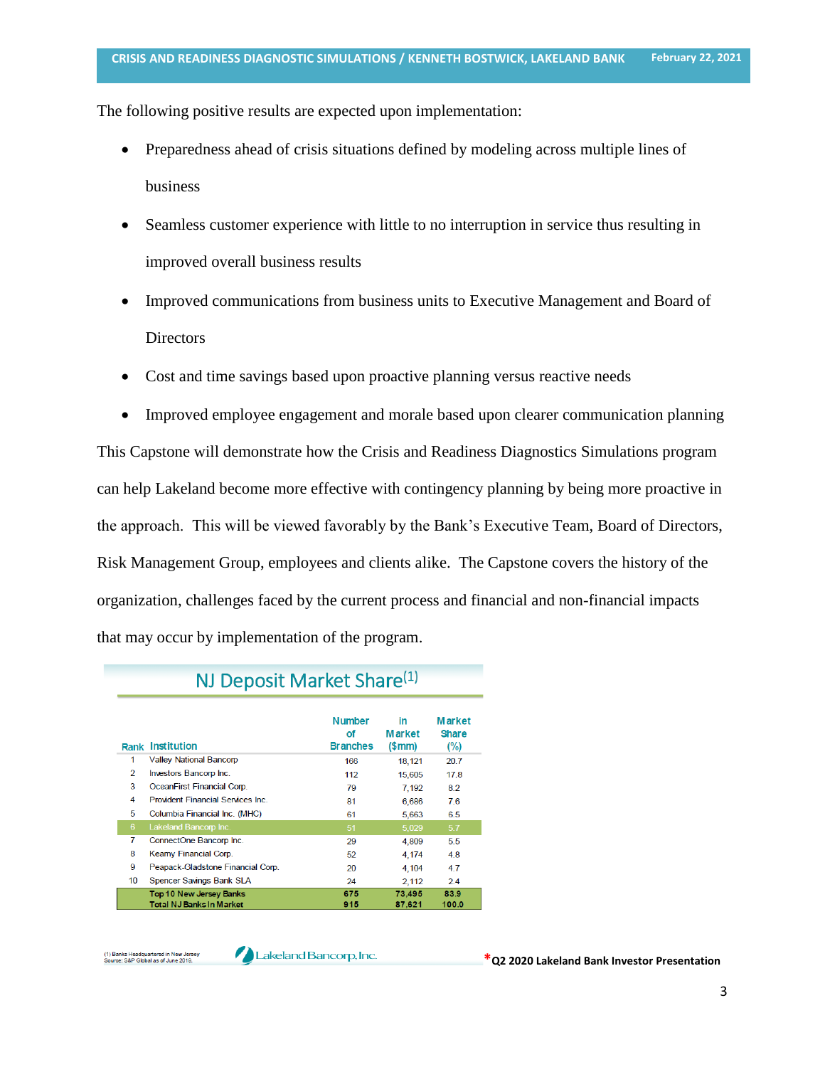The following positive results are expected upon implementation:

- Preparedness ahead of crisis situations defined by modeling across multiple lines of business
- Seamless customer experience with little to no interruption in service thus resulting in improved overall business results
- Improved communications from business units to Executive Management and Board of Directors
- Cost and time savings based upon proactive planning versus reactive needs
- Improved employee engagement and morale based upon clearer communication planning

This Capstone will demonstrate how the Crisis and Readiness Diagnostics Simulations program can help Lakeland become more effective with contingency planning by being more proactive in the approach. This will be viewed favorably by the Bank's Executive Team, Board of Directors, Risk Management Group, employees and clients alike. The Capstone covers the history of the organization, challenges faced by the current process and financial and non-financial impacts that may occur by implementation of the program.

NJ Deposit Market Share[1]

| Rank | Institution | Number of Branches | in Market ($mm) | Market Share (%) |
|---|---|---|---|---|
| 1 | Valley National Bancorp | 166 | 18,121 | 20.7 |
| 2 | Investors Bancorp Inc. | 112 | 15,605 | 17.8 |
| 3 | OceanFirst Financial Corp. | 79 | 7,192 | 8.2 |
| 4 | Provident Financial Services Inc. | 81 | 6,686 | 7.6 |
| 5 | Columbia Financial Inc. (MHC) | 61 | 5,663 | 6.5 |
| 6 | Lakeland Bancorp Inc. | 51 | 5,029 | 5.7 |
| 7 | ConnectOne Bancorp Inc. | 29 | 4,809 | 5.5 |
| 8 | Kearny Financial Corp. | 52 | 4,174 | 4.8 |
| 9 | Peapack-Gladstone Financial Corp. | 20 | 4,104 | 4.7 |
| 10 | Spencer Savings Bank SLA | 24 | 2,112 | 2.4 |
| | Top 10 New Jersey Banks | 675 | 73,495 | 83.9 |
| | Total NJ Banks In Market | 915 | 87,621 | 100.0 |

(1) Banks Headquartered in New Jersey
Source: S&P Global as of June 2019.

Lakeland Bancorp, Inc.

*Q2 2020 Lakeland Bank Investor Presentation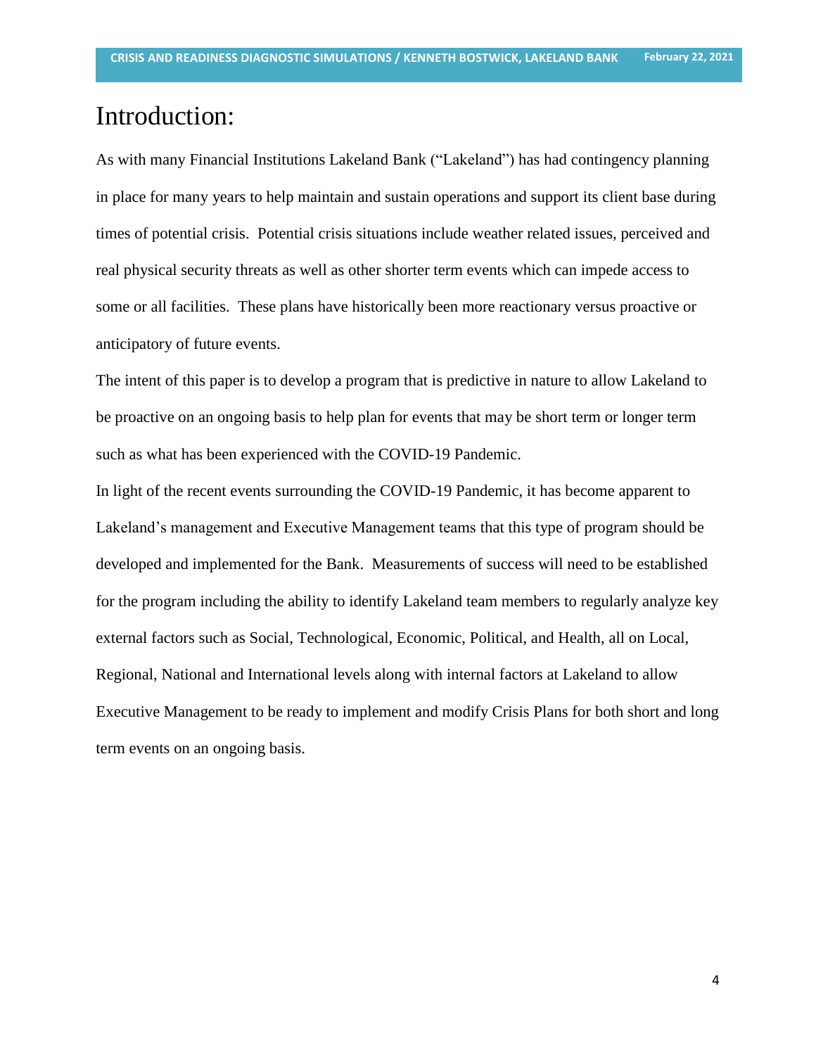# Introduction:

As with many Financial Institutions Lakeland Bank ("Lakeland") has had contingency planning in place for many years to help maintain and sustain operations and support its client base during times of potential crisis. Potential crisis situations include weather related issues, perceived and real physical security threats as well as other shorter term events which can impede access to some or all facilities. These plans have historically been more reactionary versus proactive or anticipatory of future events.

The intent of this paper is to develop a program that is predictive in nature to allow Lakeland to be proactive on an ongoing basis to help plan for events that may be short term or longer term such as what has been experienced with the COVID-19 Pandemic.

In light of the recent events surrounding the COVID-19 Pandemic, it has become apparent to Lakeland's management and Executive Management teams that this type of program should be developed and implemented for the Bank. Measurements of success will need to be established for the program including the ability to identify Lakeland team members to regularly analyze key external factors such as Social, Technological, Economic, Political, and Health, all on Local, Regional, National and International levels along with internal factors at Lakeland to allow Executive Management to be ready to implement and modify Crisis Plans for both short and long term events on an ongoing basis.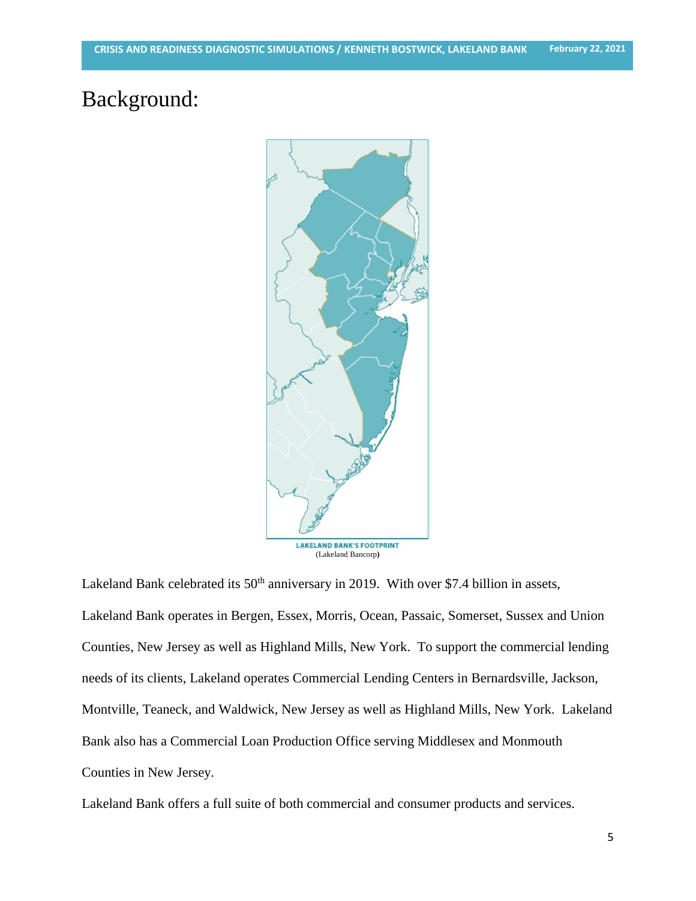# Background:

LAKELAND BANK'S FOOTPRINT
(Lakeland Bancorp)

Lakeland Bank celebrated its 50th anniversary in 2019. With over $7.4 billion in assets, Lakeland Bank operates in Bergen, Essex, Morris, Ocean, Passaic, Somerset, Sussex and Union Counties, New Jersey as well as Highland Mills, New York. To support the commercial lending needs of its clients, Lakeland operates Commercial Lending Centers in Bernardsville, Jackson, Montville, Teaneck, and Waldwick, New Jersey as well as Highland Mills, New York. Lakeland Bank also has a Commercial Loan Production Office serving Middlesex and Monmouth Counties in New Jersey.

Lakeland Bank offers a full suite of both commercial and consumer products and services.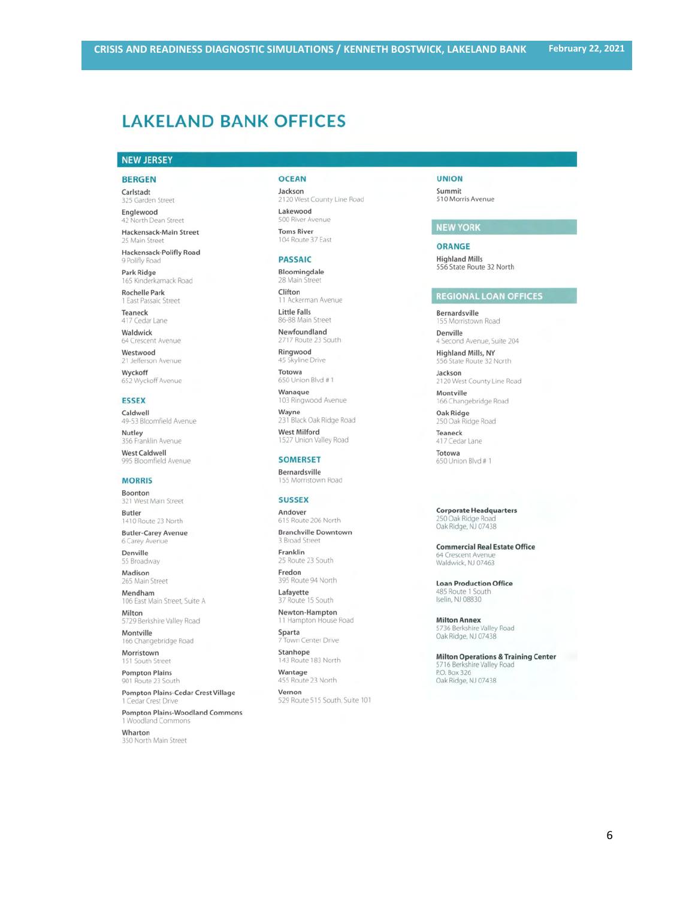# LAKELAND BANK OFFICES

## NEW JERSEY

### BERGEN

**Carlstadt**
325 Garden Street

**Englewood**
42 North Dean Street

**Hackensack-Main Street**
25 Main Street

**Hackensack-Polifly Road**
9 Polifly Road

**Park Ridge**
165 Kinderkamack Road

**Rochelle Park**
1 East Passaic Street

**Teaneck**
417 Cedar Lane

**Waldwick**
64 Crescent Avenue

**Westwood**
21 Jefferson Avenue

**Wyckoff**
652 Wyckoff Avenue

### ESSEX

**Caldwell**
49-53 Bloomfield Avenue

**Nutley**
356 Franklin Avenue

**West Caldwell**
995 Bloomfield Avenue

### MORRIS

**Boonton**
321 West Main Street

**Butler**
1410 Route 23 North

**Butler-Carey Avenue**
6 Carey Avenue

**Denville**
55 Broadway

**Madison**
265 Main Street

**Mendham**
106 East Main Street, Suite A

**Milton**
5729 Berkshire Valley Road

**Montville**
166 Changebridge Road

**Morristown**
151 South Street

**Pompton Plains**
901 Route 23 South

**Pompton Plains-Cedar Crest Village**
1 Cedar Crest Drive

**Pompton Plains-Woodland Commons**
1 Woodland Commons

**Wharton**
350 North Main Street

### OCEAN

**Jackson**
2120 West County Line Road

**Lakewood**
500 River Avenue

**Toms River**
104 Route 37 East

### PASSAIC

**Bloomingdale**
28 Main Street

**Clifton**
11 Ackerman Avenue

**Little Falls**
86-88 Main Street

**Newfoundland**
2717 Route 23 South

**Ringwood**
45 Skyline Drive

**Totowa**
650 Union Blvd # 1

**Wanaque**
103 Ringwood Avenue

**Wayne**
231 Black Oak Ridge Road

**West Milford**
1527 Union Valley Road

### SOMERSET

**Bernardsville**
155 Morristown Road

### SUSSEX

**Andover**
615 Route 206 North

**Branchville Downtown**
3 Broad Street

**Franklin**
25 Route 23 South

**Fredon**
395 Route 94 North

**Lafayette**
37 Route 15 South

**Newton-Hampton**
11 Hampton House Road

**Sparta**
7 Town Center Drive

**Stanhope**
143 Route 183 North

**Wantage**
455 Route 23 North

**Vernon**
529 Route 515 South, Suite 101

### UNION

**Summit**
510 Morris Avenue

## NEW YORK

### ORANGE

**Highland Mills**
556 State Route 32 North

## REGIONAL LOAN OFFICES

**Bernardsville**
155 Morristown Road

**Denville**
4 Second Avenue, Suite 204

**Highland Mills, NY**
556 State Route 32 North

**Jackson**
2120 West County Line Road

**Montville**
166 Changebridge Road

**Oak Ridge**
250 Oak Ridge Road

**Teaneck**
417 Cedar Lane

**Totowa**
650 Union Blvd # 1

**Corporate Headquarters**
250 Oak Ridge Road
Oak Ridge, NJ 07438

**Commercial Real Estate Office**
64 Crescent Avenue
Waldwick, NJ 07463

**Loan Production Office**
485 Route 1 South
Iselin, NJ 08830

**Milton Annex**
5736 Berkshire Valley Road
Oak Ridge, NJ 07438

**Milton Operations & Training Center**
5716 Berkshire Valley Road
P.O. Box 326
Oak Ridge, NJ 07438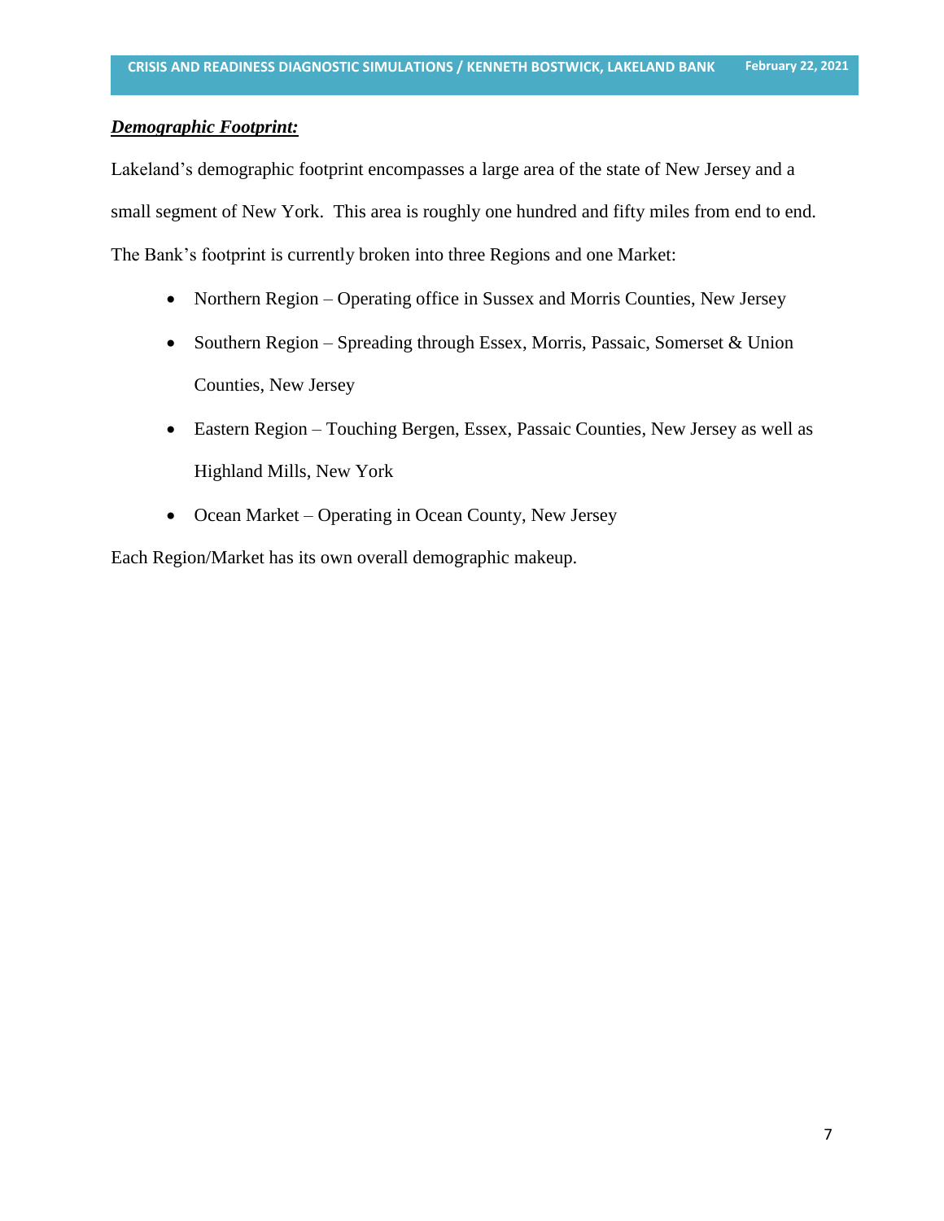***Demographic Footprint:***

Lakeland's demographic footprint encompasses a large area of the state of New Jersey and a small segment of New York. This area is roughly one hundred and fifty miles from end to end. The Bank's footprint is currently broken into three Regions and one Market:

- Northern Region – Operating office in Sussex and Morris Counties, New Jersey
- Southern Region – Spreading through Essex, Morris, Passaic, Somerset & Union Counties, New Jersey
- Eastern Region – Touching Bergen, Essex, Passaic Counties, New Jersey as well as Highland Mills, New York
- Ocean Market – Operating in Ocean County, New Jersey

Each Region/Market has its own overall demographic makeup.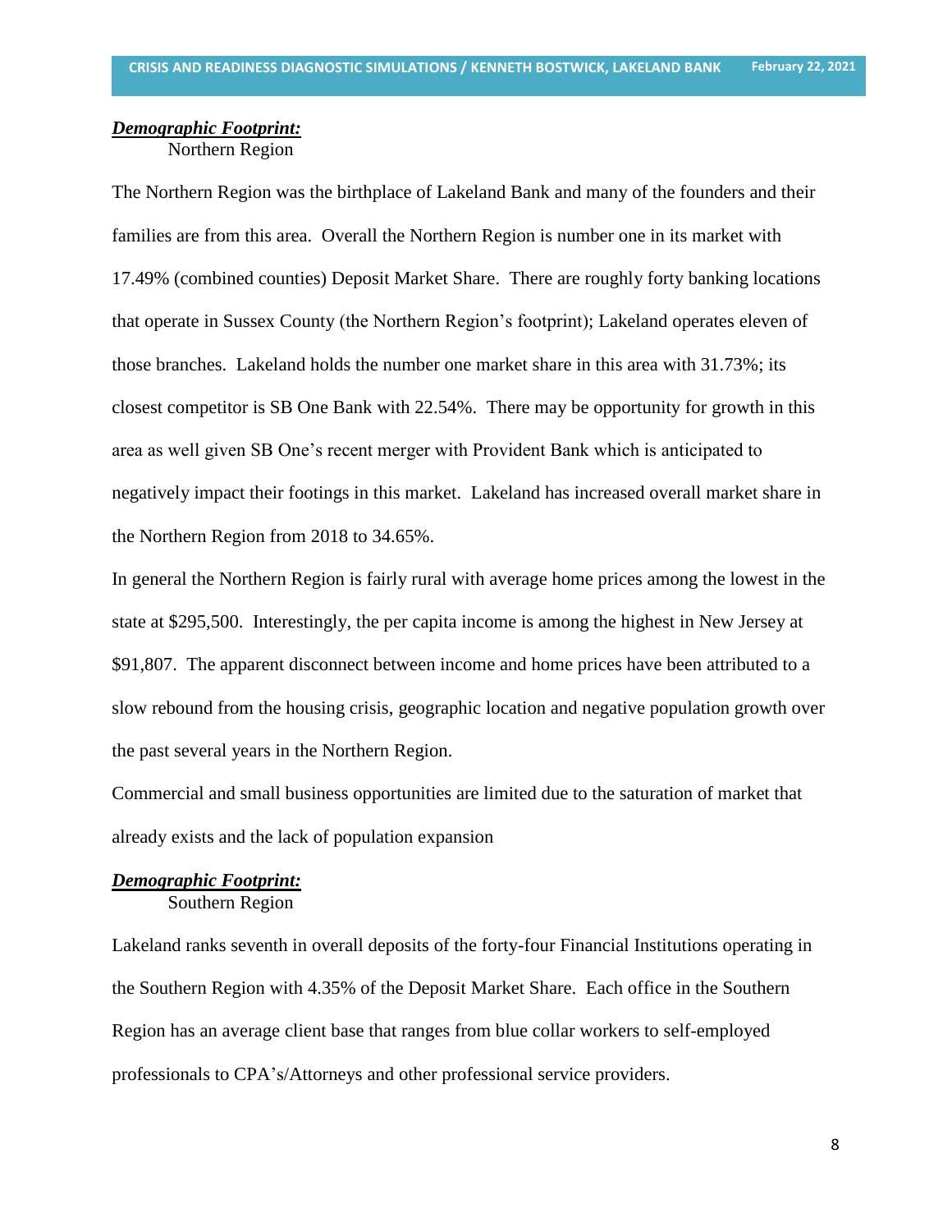***Demographic Footprint:***

Northern Region

The Northern Region was the birthplace of Lakeland Bank and many of the founders and their families are from this area. Overall the Northern Region is number one in its market with 17.49% (combined counties) Deposit Market Share. There are roughly forty banking locations that operate in Sussex County (the Northern Region's footprint); Lakeland operates eleven of those branches. Lakeland holds the number one market share in this area with 31.73%; its closest competitor is SB One Bank with 22.54%. There may be opportunity for growth in this area as well given SB One's recent merger with Provident Bank which is anticipated to negatively impact their footings in this market. Lakeland has increased overall market share in the Northern Region from 2018 to 34.65%.

In general the Northern Region is fairly rural with average home prices among the lowest in the state at $295,500. Interestingly, the per capita income is among the highest in New Jersey at $91,807. The apparent disconnect between income and home prices have been attributed to a slow rebound from the housing crisis, geographic location and negative population growth over the past several years in the Northern Region.

Commercial and small business opportunities are limited due to the saturation of market that already exists and the lack of population expansion

***Demographic Footprint:***

Southern Region

Lakeland ranks seventh in overall deposits of the forty-four Financial Institutions operating in the Southern Region with 4.35% of the Deposit Market Share. Each office in the Southern Region has an average client base that ranges from blue collar workers to self-employed professionals to CPA's/Attorneys and other professional service providers.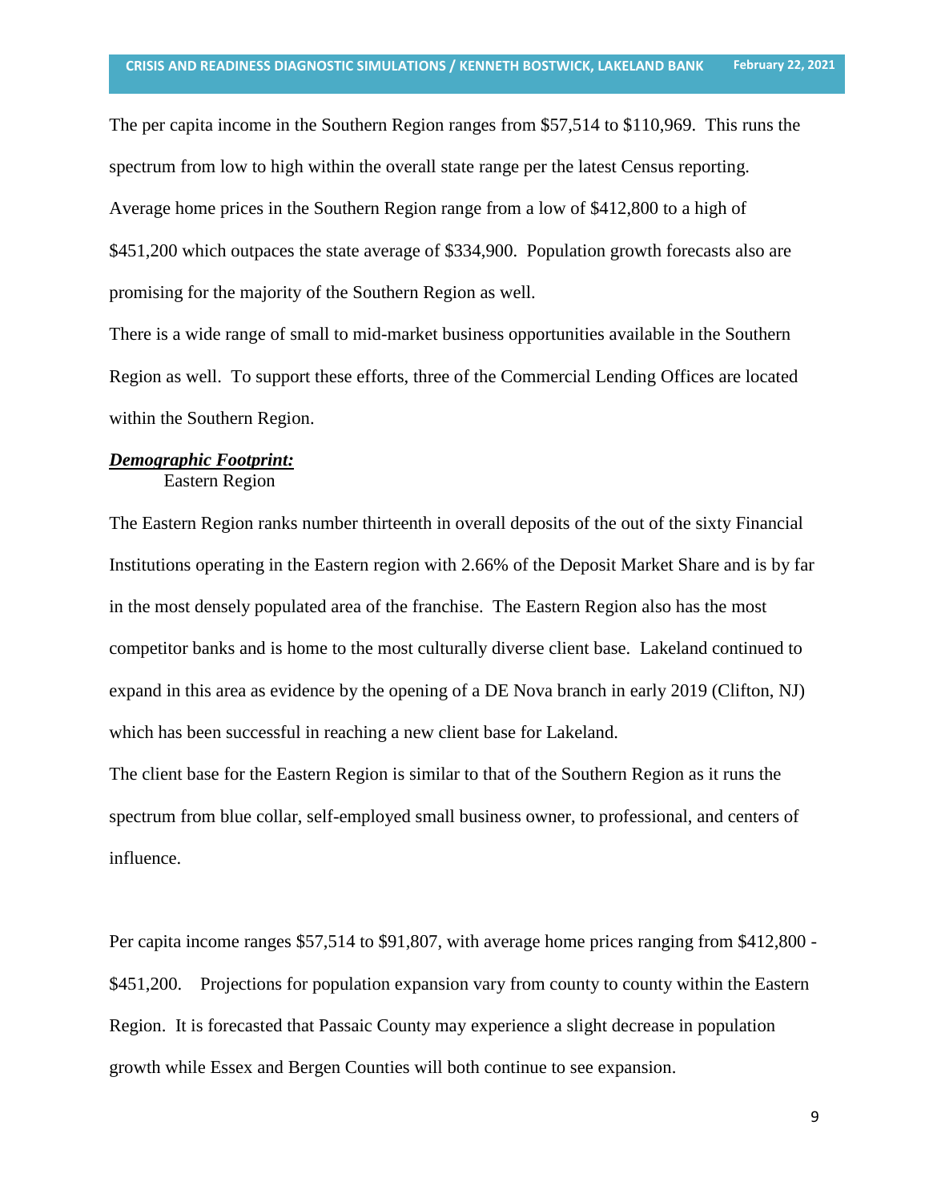The per capita income in the Southern Region ranges from $57,514 to $110,969. This runs the spectrum from low to high within the overall state range per the latest Census reporting. Average home prices in the Southern Region range from a low of $412,800 to a high of $451,200 which outpaces the state average of $334,900. Population growth forecasts also are promising for the majority of the Southern Region as well.

There is a wide range of small to mid-market business opportunities available in the Southern Region as well. To support these efforts, three of the Commercial Lending Offices are located within the Southern Region.

***Demographic Footprint:***

Eastern Region

The Eastern Region ranks number thirteenth in overall deposits of the out of the sixty Financial Institutions operating in the Eastern region with 2.66% of the Deposit Market Share and is by far in the most densely populated area of the franchise. The Eastern Region also has the most competitor banks and is home to the most culturally diverse client base. Lakeland continued to expand in this area as evidence by the opening of a DE Nova branch in early 2019 (Clifton, NJ) which has been successful in reaching a new client base for Lakeland.

The client base for the Eastern Region is similar to that of the Southern Region as it runs the spectrum from blue collar, self-employed small business owner, to professional, and centers of influence.

Per capita income ranges $57,514 to $91,807, with average home prices ranging from $412,800 - $451,200. Projections for population expansion vary from county to county within the Eastern Region. It is forecasted that Passaic County may experience a slight decrease in population growth while Essex and Bergen Counties will both continue to see expansion.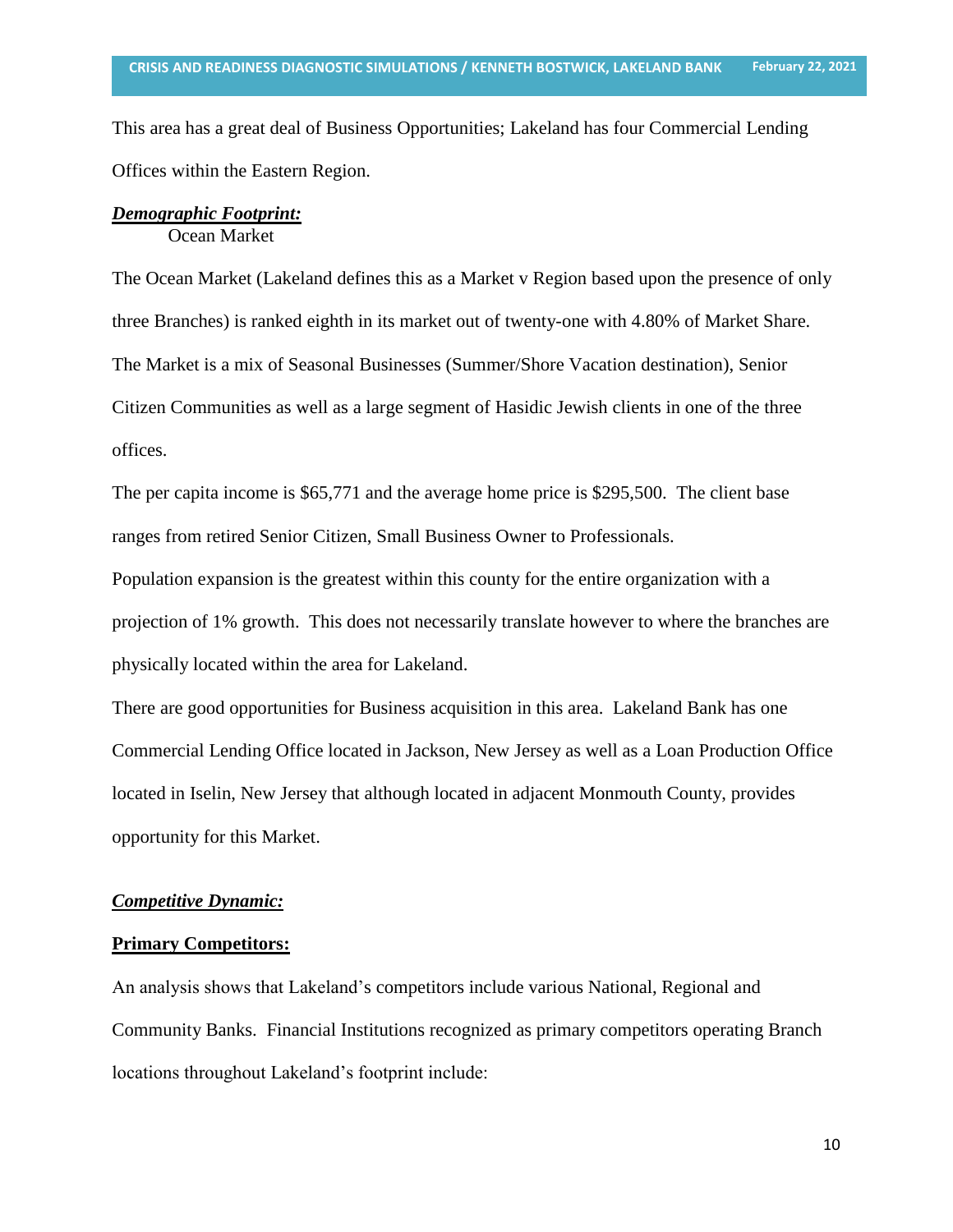This area has a great deal of Business Opportunities; Lakeland has four Commercial Lending Offices within the Eastern Region.

***Demographic Footprint:***

Ocean Market

The Ocean Market (Lakeland defines this as a Market v Region based upon the presence of only three Branches) is ranked eighth in its market out of twenty-one with 4.80% of Market Share. The Market is a mix of Seasonal Businesses (Summer/Shore Vacation destination), Senior Citizen Communities as well as a large segment of Hasidic Jewish clients in one of the three offices.

The per capita income is $65,771 and the average home price is $295,500. The client base ranges from retired Senior Citizen, Small Business Owner to Professionals.

Population expansion is the greatest within this county for the entire organization with a projection of 1% growth. This does not necessarily translate however to where the branches are physically located within the area for Lakeland.

There are good opportunities for Business acquisition in this area. Lakeland Bank has one Commercial Lending Office located in Jackson, New Jersey as well as a Loan Production Office located in Iselin, New Jersey that although located in adjacent Monmouth County, provides opportunity for this Market.

***Competitive Dynamic:***

**Primary Competitors:**

An analysis shows that Lakeland's competitors include various National, Regional and Community Banks. Financial Institutions recognized as primary competitors operating Branch locations throughout Lakeland's footprint include: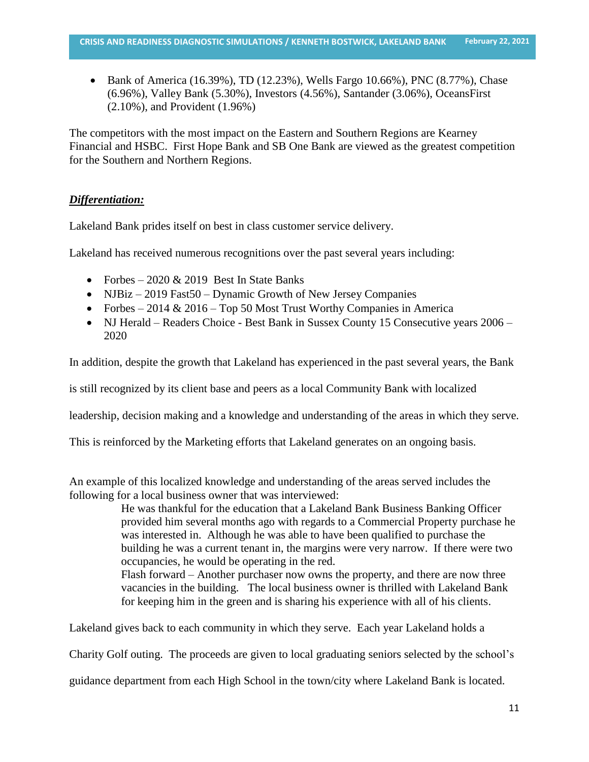- Bank of America (16.39%), TD (12.23%), Wells Fargo 10.66%), PNC (8.77%), Chase (6.96%), Valley Bank (5.30%), Investors (4.56%), Santander (3.06%), OceansFirst (2.10%), and Provident (1.96%)

The competitors with the most impact on the Eastern and Southern Regions are Kearney Financial and HSBC. First Hope Bank and SB One Bank are viewed as the greatest competition for the Southern and Northern Regions.

***Differentiation:***

Lakeland Bank prides itself on best in class customer service delivery.

Lakeland has received numerous recognitions over the past several years including:

- Forbes – 2020 & 2019 Best In State Banks
- NJBiz – 2019 Fast50 – Dynamic Growth of New Jersey Companies
- Forbes – 2014 & 2016 – Top 50 Most Trust Worthy Companies in America
- NJ Herald – Readers Choice - Best Bank in Sussex County 15 Consecutive years 2006 – 2020

In addition, despite the growth that Lakeland has experienced in the past several years, the Bank is still recognized by its client base and peers as a local Community Bank with localized leadership, decision making and a knowledge and understanding of the areas in which they serve. This is reinforced by the Marketing efforts that Lakeland generates on an ongoing basis.

An example of this localized knowledge and understanding of the areas served includes the following for a local business owner that was interviewed:

> He was thankful for the education that a Lakeland Bank Business Banking Officer provided him several months ago with regards to a Commercial Property purchase he was interested in. Although he was able to have been qualified to purchase the building he was a current tenant in, the margins were very narrow. If there were two occupancies, he would be operating in the red.
>
> Flash forward – Another purchaser now owns the property, and there are now three vacancies in the building. The local business owner is thrilled with Lakeland Bank for keeping him in the green and is sharing his experience with all of his clients.

Lakeland gives back to each community in which they serve. Each year Lakeland holds a Charity Golf outing. The proceeds are given to local graduating seniors selected by the school's guidance department from each High School in the town/city where Lakeland Bank is located.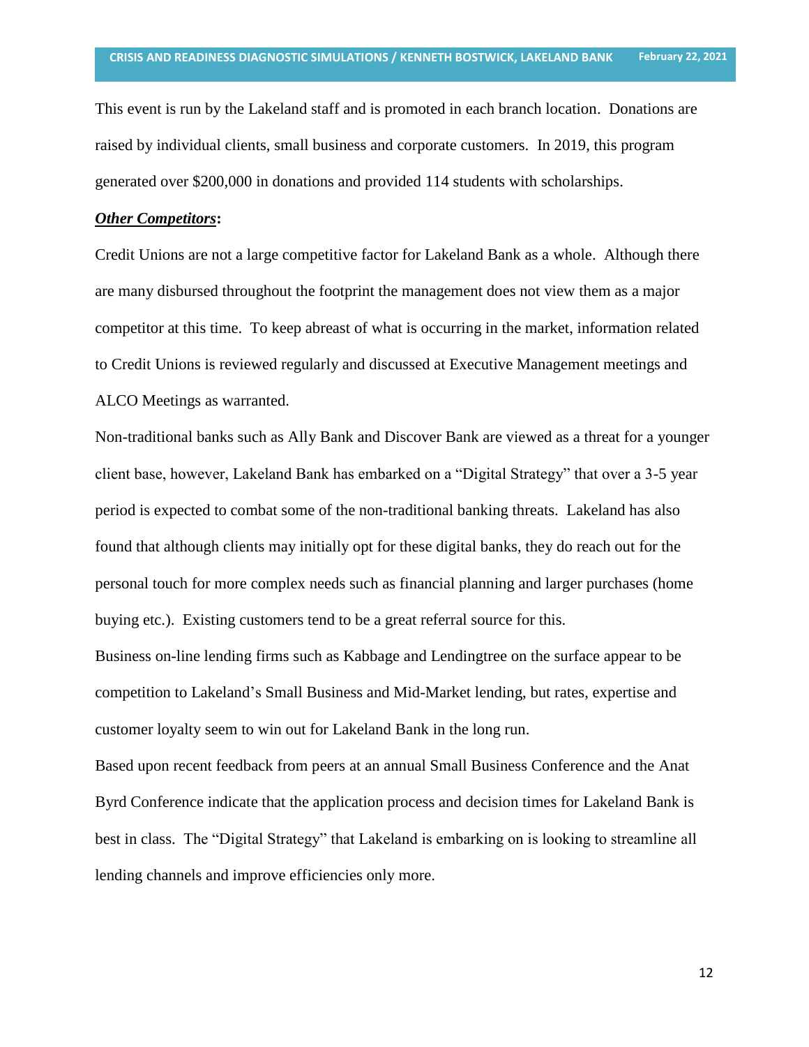This event is run by the Lakeland staff and is promoted in each branch location. Donations are raised by individual clients, small business and corporate customers. In 2019, this program generated over $200,000 in donations and provided 114 students with scholarships.

***Other Competitors*:**

Credit Unions are not a large competitive factor for Lakeland Bank as a whole. Although there are many disbursed throughout the footprint the management does not view them as a major competitor at this time. To keep abreast of what is occurring in the market, information related to Credit Unions is reviewed regularly and discussed at Executive Management meetings and ALCO Meetings as warranted.

Non-traditional banks such as Ally Bank and Discover Bank are viewed as a threat for a younger client base, however, Lakeland Bank has embarked on a "Digital Strategy" that over a 3-5 year period is expected to combat some of the non-traditional banking threats. Lakeland has also found that although clients may initially opt for these digital banks, they do reach out for the personal touch for more complex needs such as financial planning and larger purchases (home buying etc.). Existing customers tend to be a great referral source for this.

Business on-line lending firms such as Kabbage and Lendingtree on the surface appear to be competition to Lakeland's Small Business and Mid-Market lending, but rates, expertise and customer loyalty seem to win out for Lakeland Bank in the long run.

Based upon recent feedback from peers at an annual Small Business Conference and the Anat Byrd Conference indicate that the application process and decision times for Lakeland Bank is best in class. The "Digital Strategy" that Lakeland is embarking on is looking to streamline all lending channels and improve efficiencies only more.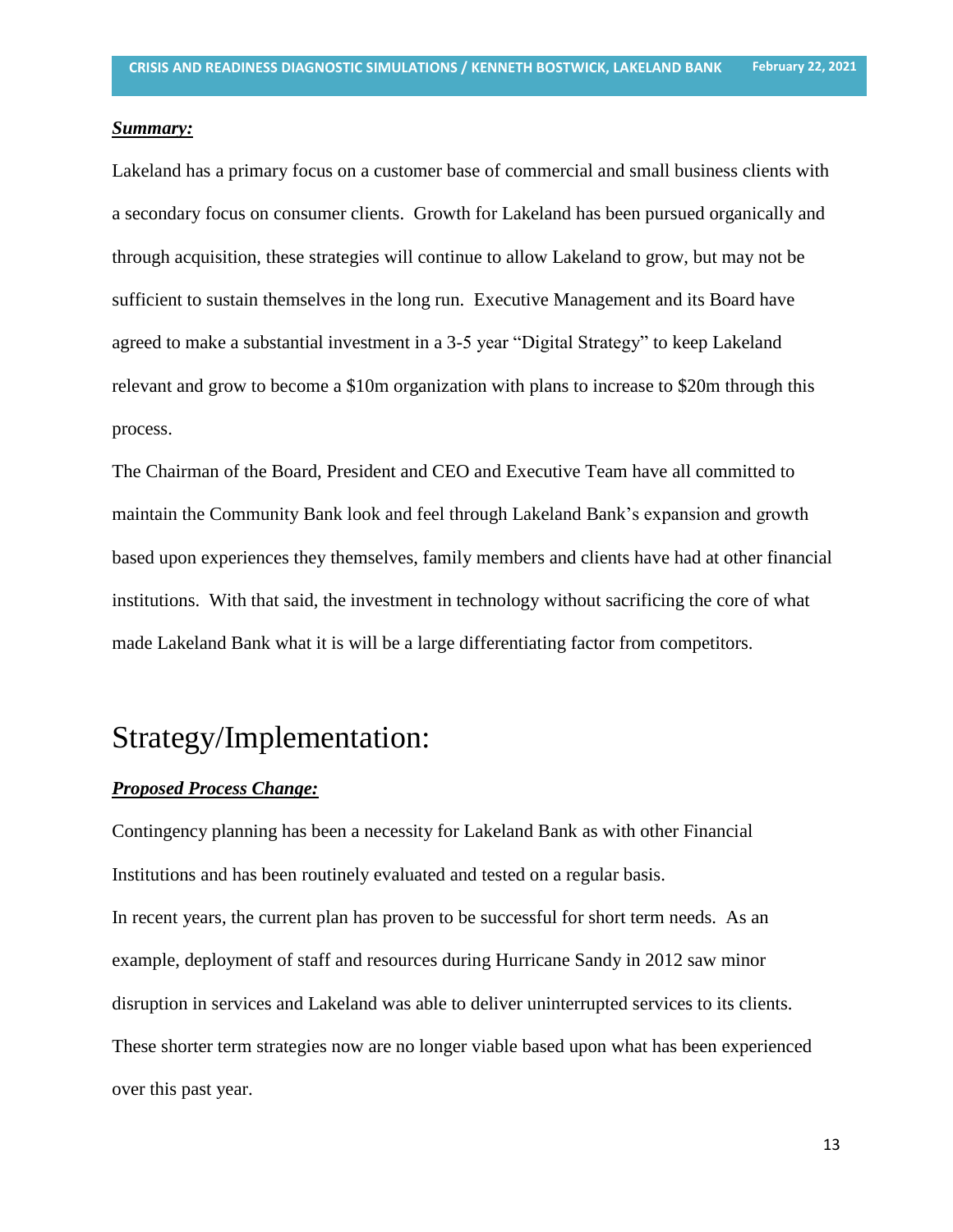***Summary:***

Lakeland has a primary focus on a customer base of commercial and small business clients with a secondary focus on consumer clients. Growth for Lakeland has been pursued organically and through acquisition, these strategies will continue to allow Lakeland to grow, but may not be sufficient to sustain themselves in the long run. Executive Management and its Board have agreed to make a substantial investment in a 3-5 year "Digital Strategy" to keep Lakeland relevant and grow to become a $10m organization with plans to increase to $20m through this process.

The Chairman of the Board, President and CEO and Executive Team have all committed to maintain the Community Bank look and feel through Lakeland Bank's expansion and growth based upon experiences they themselves, family members and clients have had at other financial institutions. With that said, the investment in technology without sacrificing the core of what made Lakeland Bank what it is will be a large differentiating factor from competitors.

# Strategy/Implementation:

***Proposed Process Change:***

Contingency planning has been a necessity for Lakeland Bank as with other Financial Institutions and has been routinely evaluated and tested on a regular basis.

In recent years, the current plan has proven to be successful for short term needs. As an example, deployment of staff and resources during Hurricane Sandy in 2012 saw minor disruption in services and Lakeland was able to deliver uninterrupted services to its clients. These shorter term strategies now are no longer viable based upon what has been experienced over this past year.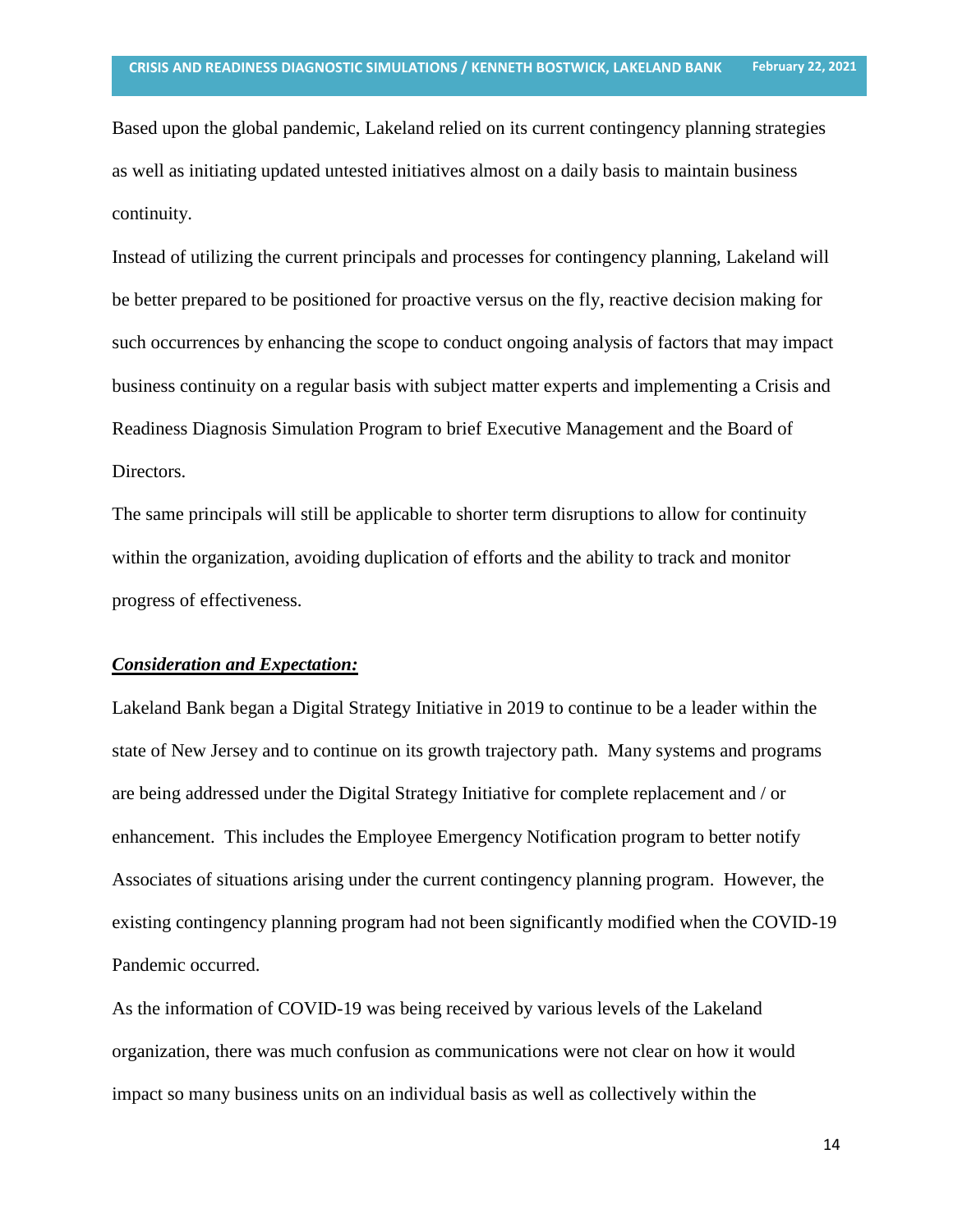Based upon the global pandemic, Lakeland relied on its current contingency planning strategies as well as initiating updated untested initiatives almost on a daily basis to maintain business continuity.

Instead of utilizing the current principals and processes for contingency planning, Lakeland will be better prepared to be positioned for proactive versus on the fly, reactive decision making for such occurrences by enhancing the scope to conduct ongoing analysis of factors that may impact business continuity on a regular basis with subject matter experts and implementing a Crisis and Readiness Diagnosis Simulation Program to brief Executive Management and the Board of Directors.

The same principals will still be applicable to shorter term disruptions to allow for continuity within the organization, avoiding duplication of efforts and the ability to track and monitor progress of effectiveness.

***Consideration and Expectation:***

Lakeland Bank began a Digital Strategy Initiative in 2019 to continue to be a leader within the state of New Jersey and to continue on its growth trajectory path. Many systems and programs are being addressed under the Digital Strategy Initiative for complete replacement and / or enhancement. This includes the Employee Emergency Notification program to better notify Associates of situations arising under the current contingency planning program. However, the existing contingency planning program had not been significantly modified when the COVID-19 Pandemic occurred.

As the information of COVID-19 was being received by various levels of the Lakeland organization, there was much confusion as communications were not clear on how it would impact so many business units on an individual basis as well as collectively within the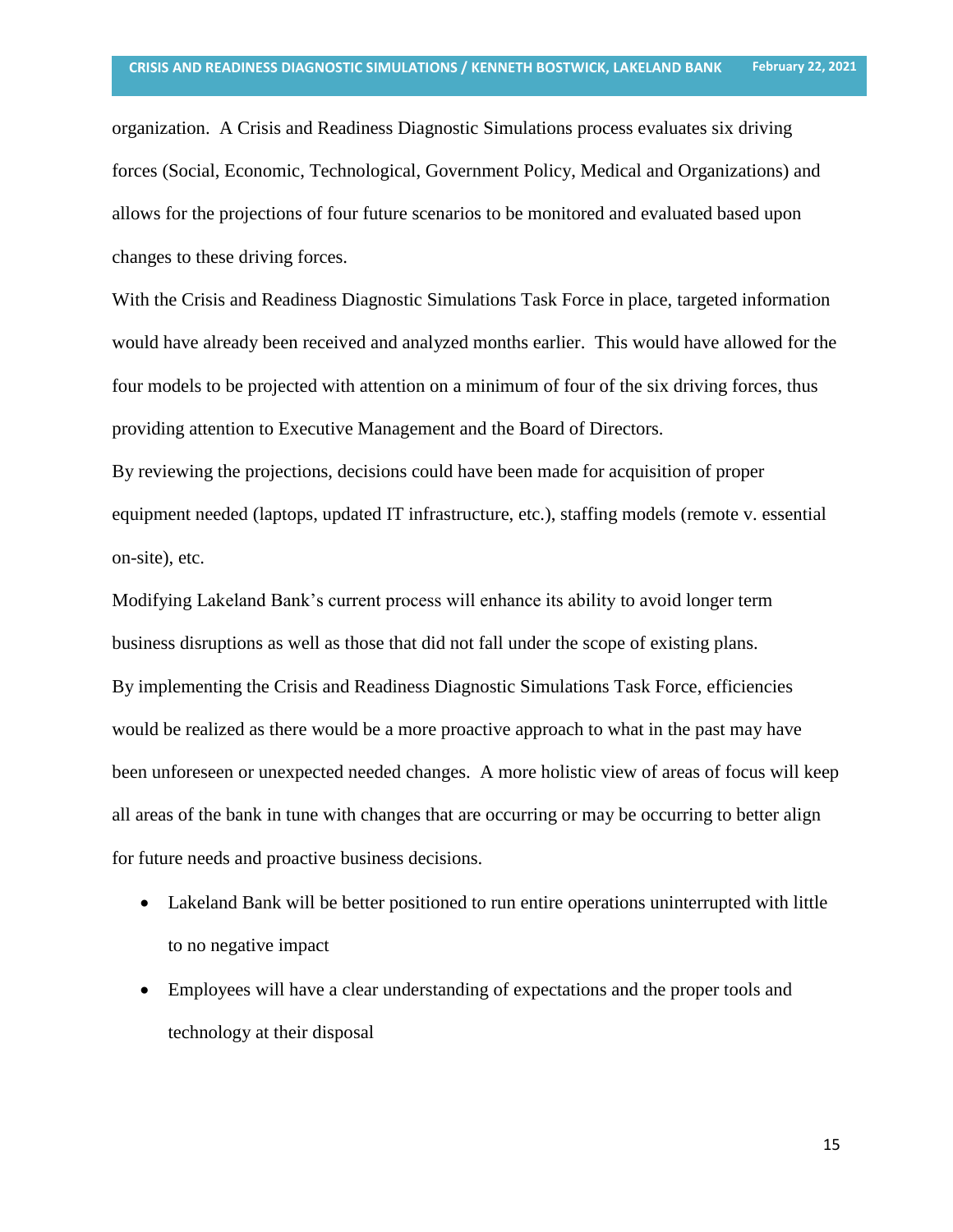organization. A Crisis and Readiness Diagnostic Simulations process evaluates six driving forces (Social, Economic, Technological, Government Policy, Medical and Organizations) and allows for the projections of four future scenarios to be monitored and evaluated based upon changes to these driving forces.

With the Crisis and Readiness Diagnostic Simulations Task Force in place, targeted information would have already been received and analyzed months earlier. This would have allowed for the four models to be projected with attention on a minimum of four of the six driving forces, thus providing attention to Executive Management and the Board of Directors.

By reviewing the projections, decisions could have been made for acquisition of proper equipment needed (laptops, updated IT infrastructure, etc.), staffing models (remote v. essential on-site), etc.

Modifying Lakeland Bank's current process will enhance its ability to avoid longer term business disruptions as well as those that did not fall under the scope of existing plans.

By implementing the Crisis and Readiness Diagnostic Simulations Task Force, efficiencies would be realized as there would be a more proactive approach to what in the past may have been unforeseen or unexpected needed changes. A more holistic view of areas of focus will keep all areas of the bank in tune with changes that are occurring or may be occurring to better align for future needs and proactive business decisions.

- Lakeland Bank will be better positioned to run entire operations uninterrupted with little to no negative impact
- Employees will have a clear understanding of expectations and the proper tools and technology at their disposal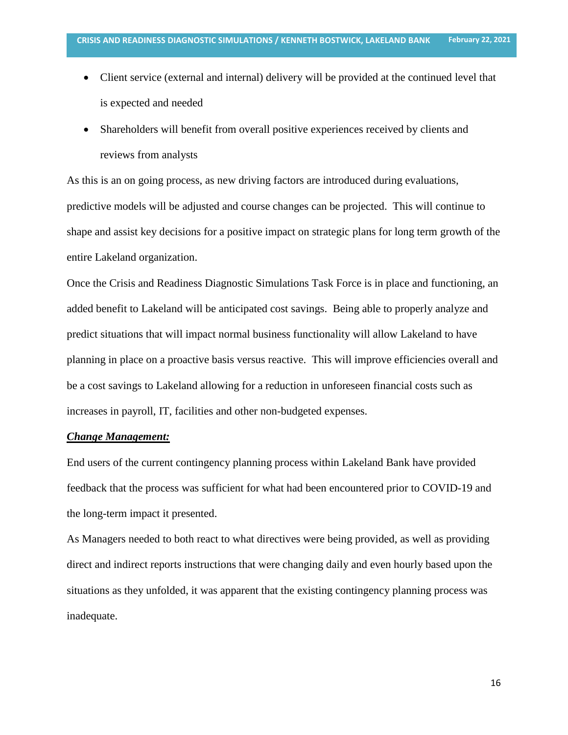- Client service (external and internal) delivery will be provided at the continued level that is expected and needed
- Shareholders will benefit from overall positive experiences received by clients and reviews from analysts

As this is an on going process, as new driving factors are introduced during evaluations, predictive models will be adjusted and course changes can be projected. This will continue to shape and assist key decisions for a positive impact on strategic plans for long term growth of the entire Lakeland organization.

Once the Crisis and Readiness Diagnostic Simulations Task Force is in place and functioning, an added benefit to Lakeland will be anticipated cost savings. Being able to properly analyze and predict situations that will impact normal business functionality will allow Lakeland to have planning in place on a proactive basis versus reactive. This will improve efficiencies overall and be a cost savings to Lakeland allowing for a reduction in unforeseen financial costs such as increases in payroll, IT, facilities and other non-budgeted expenses.

***Change Management:***

End users of the current contingency planning process within Lakeland Bank have provided feedback that the process was sufficient for what had been encountered prior to COVID-19 and the long-term impact it presented.

As Managers needed to both react to what directives were being provided, as well as providing direct and indirect reports instructions that were changing daily and even hourly based upon the situations as they unfolded, it was apparent that the existing contingency planning process was inadequate.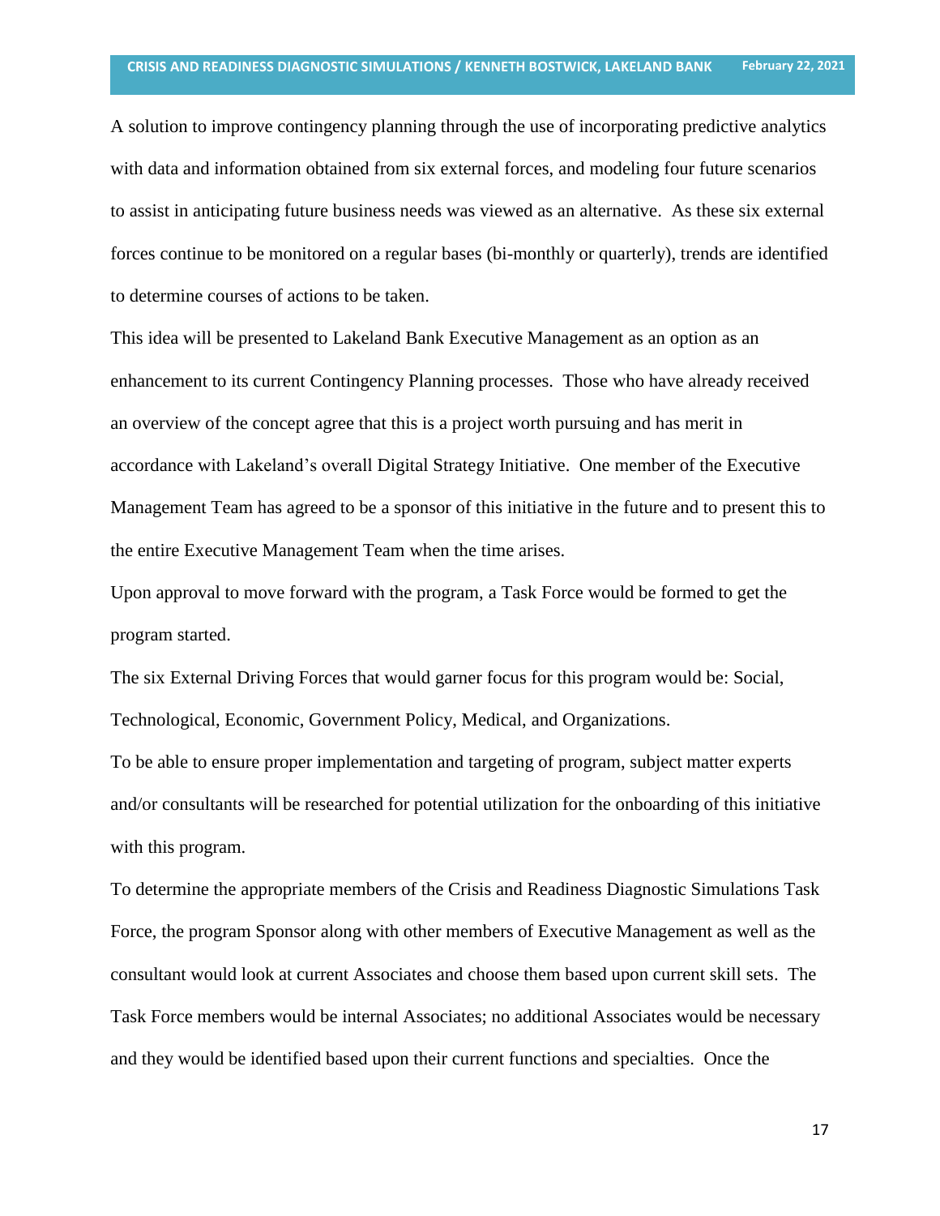A solution to improve contingency planning through the use of incorporating predictive analytics with data and information obtained from six external forces, and modeling four future scenarios to assist in anticipating future business needs was viewed as an alternative. As these six external forces continue to be monitored on a regular bases (bi-monthly or quarterly), trends are identified to determine courses of actions to be taken.

This idea will be presented to Lakeland Bank Executive Management as an option as an enhancement to its current Contingency Planning processes. Those who have already received an overview of the concept agree that this is a project worth pursuing and has merit in accordance with Lakeland's overall Digital Strategy Initiative. One member of the Executive Management Team has agreed to be a sponsor of this initiative in the future and to present this to the entire Executive Management Team when the time arises.

Upon approval to move forward with the program, a Task Force would be formed to get the program started.

The six External Driving Forces that would garner focus for this program would be: Social, Technological, Economic, Government Policy, Medical, and Organizations.

To be able to ensure proper implementation and targeting of program, subject matter experts and/or consultants will be researched for potential utilization for the onboarding of this initiative with this program.

To determine the appropriate members of the Crisis and Readiness Diagnostic Simulations Task Force, the program Sponsor along with other members of Executive Management as well as the consultant would look at current Associates and choose them based upon current skill sets. The Task Force members would be internal Associates; no additional Associates would be necessary and they would be identified based upon their current functions and specialties. Once the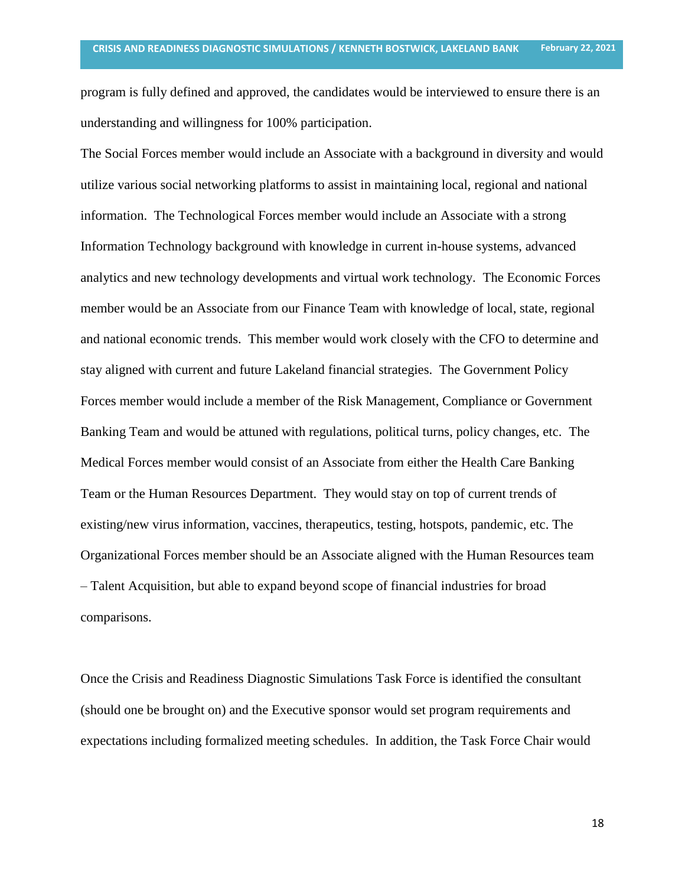program is fully defined and approved, the candidates would be interviewed to ensure there is an understanding and willingness for 100% participation.

The Social Forces member would include an Associate with a background in diversity and would utilize various social networking platforms to assist in maintaining local, regional and national information. The Technological Forces member would include an Associate with a strong Information Technology background with knowledge in current in-house systems, advanced analytics and new technology developments and virtual work technology. The Economic Forces member would be an Associate from our Finance Team with knowledge of local, state, regional and national economic trends. This member would work closely with the CFO to determine and stay aligned with current and future Lakeland financial strategies. The Government Policy Forces member would include a member of the Risk Management, Compliance or Government Banking Team and would be attuned with regulations, political turns, policy changes, etc. The Medical Forces member would consist of an Associate from either the Health Care Banking Team or the Human Resources Department. They would stay on top of current trends of existing/new virus information, vaccines, therapeutics, testing, hotspots, pandemic, etc. The Organizational Forces member should be an Associate aligned with the Human Resources team – Talent Acquisition, but able to expand beyond scope of financial industries for broad comparisons.

Once the Crisis and Readiness Diagnostic Simulations Task Force is identified the consultant (should one be brought on) and the Executive sponsor would set program requirements and expectations including formalized meeting schedules. In addition, the Task Force Chair would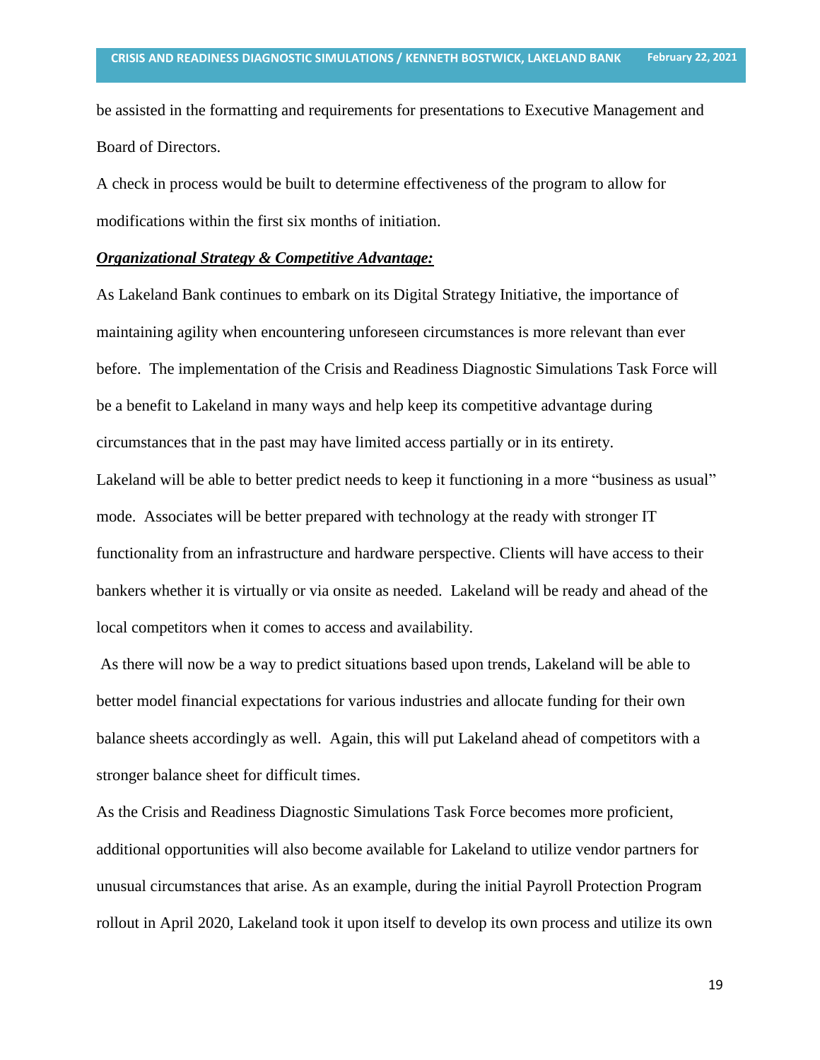be assisted in the formatting and requirements for presentations to Executive Management and Board of Directors.

A check in process would be built to determine effectiveness of the program to allow for modifications within the first six months of initiation.

***Organizational Strategy & Competitive Advantage:***

As Lakeland Bank continues to embark on its Digital Strategy Initiative, the importance of maintaining agility when encountering unforeseen circumstances is more relevant than ever before. The implementation of the Crisis and Readiness Diagnostic Simulations Task Force will be a benefit to Lakeland in many ways and help keep its competitive advantage during circumstances that in the past may have limited access partially or in its entirety.

Lakeland will be able to better predict needs to keep it functioning in a more "business as usual" mode. Associates will be better prepared with technology at the ready with stronger IT functionality from an infrastructure and hardware perspective. Clients will have access to their bankers whether it is virtually or via onsite as needed. Lakeland will be ready and ahead of the local competitors when it comes to access and availability.

As there will now be a way to predict situations based upon trends, Lakeland will be able to better model financial expectations for various industries and allocate funding for their own balance sheets accordingly as well. Again, this will put Lakeland ahead of competitors with a stronger balance sheet for difficult times.

As the Crisis and Readiness Diagnostic Simulations Task Force becomes more proficient, additional opportunities will also become available for Lakeland to utilize vendor partners for unusual circumstances that arise. As an example, during the initial Payroll Protection Program rollout in April 2020, Lakeland took it upon itself to develop its own process and utilize its own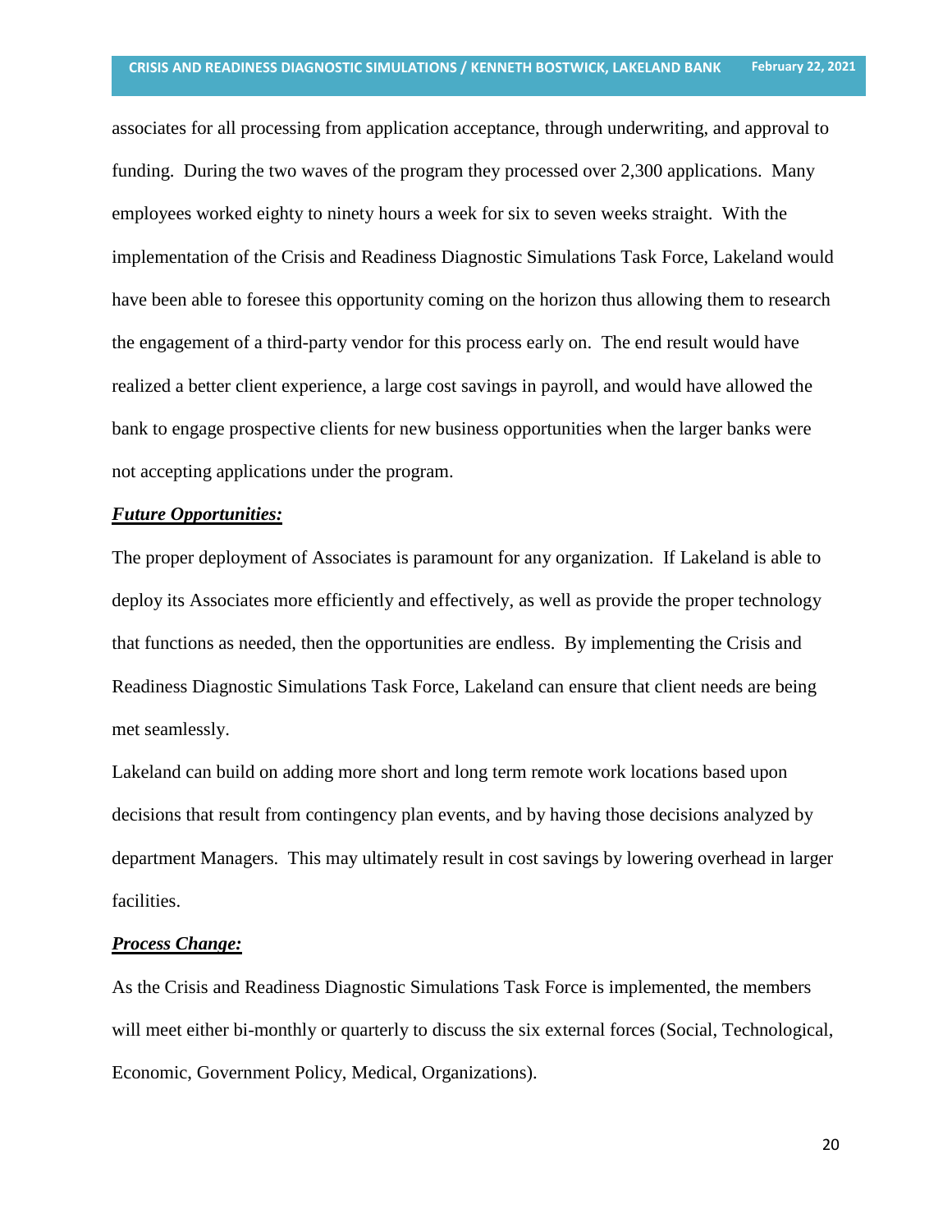associates for all processing from application acceptance, through underwriting, and approval to funding. During the two waves of the program they processed over 2,300 applications. Many employees worked eighty to ninety hours a week for six to seven weeks straight. With the implementation of the Crisis and Readiness Diagnostic Simulations Task Force, Lakeland would have been able to foresee this opportunity coming on the horizon thus allowing them to research the engagement of a third-party vendor for this process early on. The end result would have realized a better client experience, a large cost savings in payroll, and would have allowed the bank to engage prospective clients for new business opportunities when the larger banks were not accepting applications under the program.

***Future Opportunities:***

The proper deployment of Associates is paramount for any organization. If Lakeland is able to deploy its Associates more efficiently and effectively, as well as provide the proper technology that functions as needed, then the opportunities are endless. By implementing the Crisis and Readiness Diagnostic Simulations Task Force, Lakeland can ensure that client needs are being met seamlessly.

Lakeland can build on adding more short and long term remote work locations based upon decisions that result from contingency plan events, and by having those decisions analyzed by department Managers. This may ultimately result in cost savings by lowering overhead in larger facilities.

***Process Change:***

As the Crisis and Readiness Diagnostic Simulations Task Force is implemented, the members will meet either bi-monthly or quarterly to discuss the six external forces (Social, Technological, Economic, Government Policy, Medical, Organizations).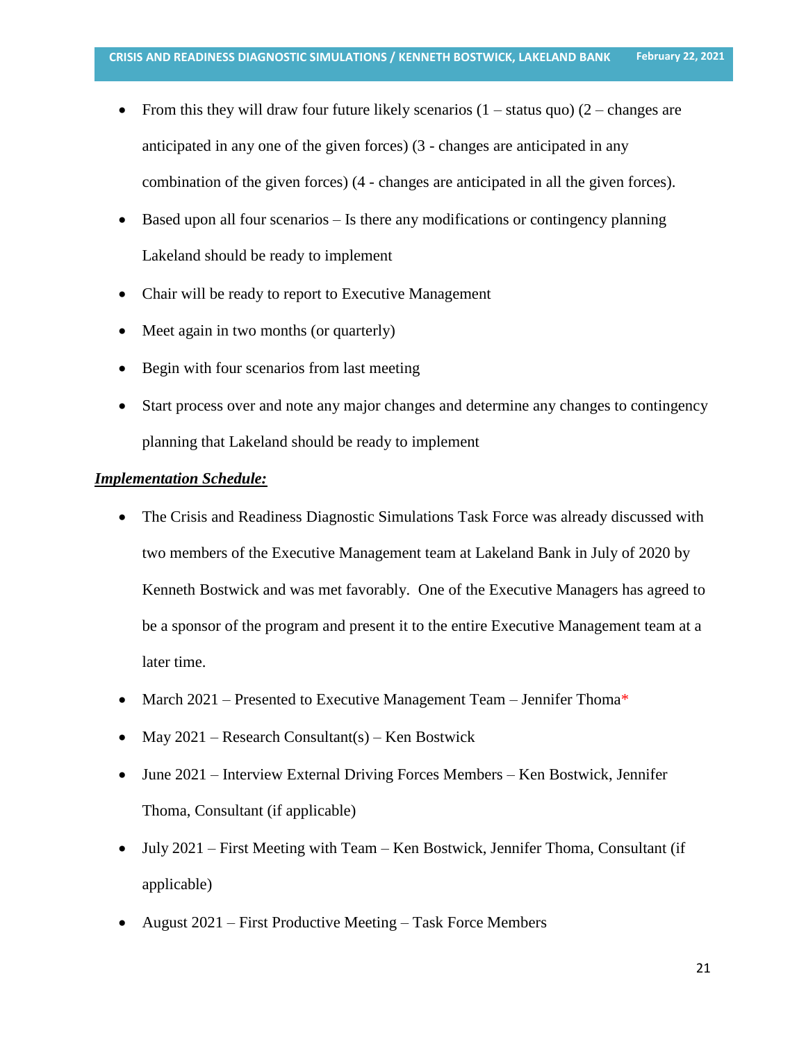- From this they will draw four future likely scenarios (1 – status quo) (2 – changes are anticipated in any one of the given forces) (3 - changes are anticipated in any combination of the given forces) (4 - changes are anticipated in all the given forces).
- Based upon all four scenarios – Is there any modifications or contingency planning Lakeland should be ready to implement
- Chair will be ready to report to Executive Management
- Meet again in two months (or quarterly)
- Begin with four scenarios from last meeting
- Start process over and note any major changes and determine any changes to contingency planning that Lakeland should be ready to implement

***Implementation Schedule:***

- The Crisis and Readiness Diagnostic Simulations Task Force was already discussed with two members of the Executive Management team at Lakeland Bank in July of 2020 by Kenneth Bostwick and was met favorably. One of the Executive Managers has agreed to be a sponsor of the program and present it to the entire Executive Management team at a later time.
- March 2021 – Presented to Executive Management Team – Jennifer Thoma*
- May 2021 – Research Consultant(s) – Ken Bostwick
- June 2021 – Interview External Driving Forces Members – Ken Bostwick, Jennifer Thoma, Consultant (if applicable)
- July 2021 – First Meeting with Team – Ken Bostwick, Jennifer Thoma, Consultant (if applicable)
- August 2021 – First Productive Meeting – Task Force Members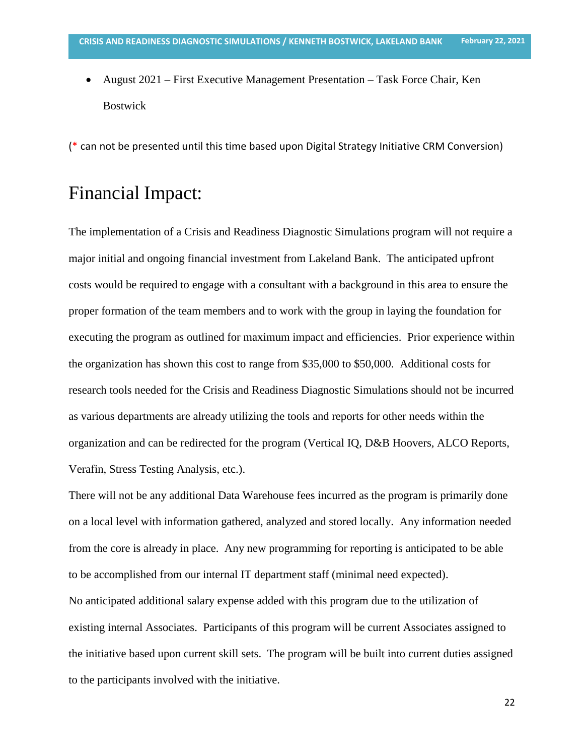- August 2021 – First Executive Management Presentation – Task Force Chair, Ken Bostwick

(* can not be presented until this time based upon Digital Strategy Initiative CRM Conversion)

# Financial Impact:

The implementation of a Crisis and Readiness Diagnostic Simulations program will not require a major initial and ongoing financial investment from Lakeland Bank. The anticipated upfront costs would be required to engage with a consultant with a background in this area to ensure the proper formation of the team members and to work with the group in laying the foundation for executing the program as outlined for maximum impact and efficiencies. Prior experience within the organization has shown this cost to range from $35,000 to $50,000. Additional costs for research tools needed for the Crisis and Readiness Diagnostic Simulations should not be incurred as various departments are already utilizing the tools and reports for other needs within the organization and can be redirected for the program (Vertical IQ, D&B Hoovers, ALCO Reports, Verafin, Stress Testing Analysis, etc.).

There will not be any additional Data Warehouse fees incurred as the program is primarily done on a local level with information gathered, analyzed and stored locally. Any information needed from the core is already in place. Any new programming for reporting is anticipated to be able to be accomplished from our internal IT department staff (minimal need expected).

No anticipated additional salary expense added with this program due to the utilization of existing internal Associates. Participants of this program will be current Associates assigned to the initiative based upon current skill sets. The program will be built into current duties assigned to the participants involved with the initiative.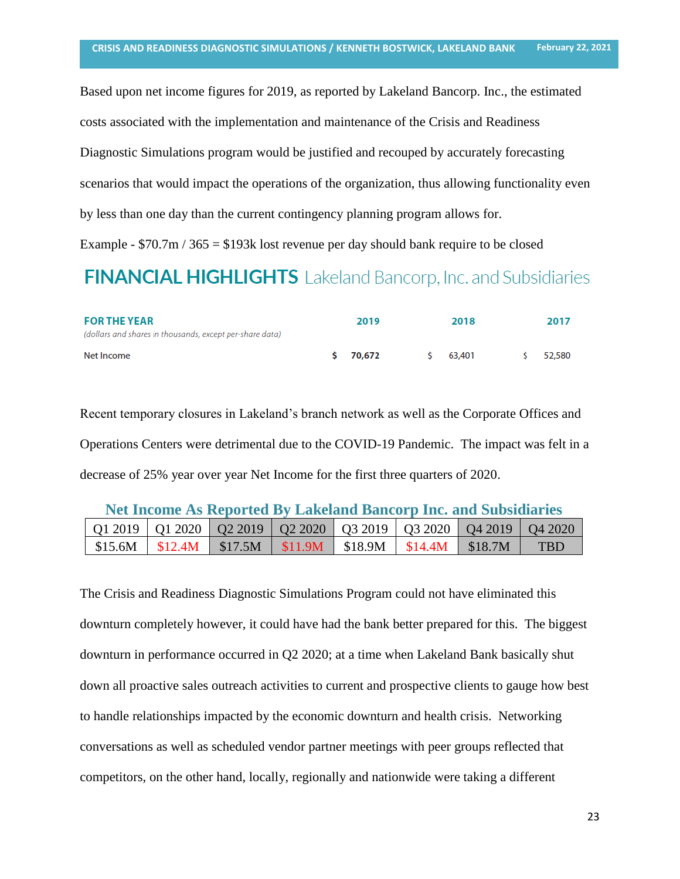Based upon net income figures for 2019, as reported by Lakeland Bancorp. Inc., the estimated costs associated with the implementation and maintenance of the Crisis and Readiness Diagnostic Simulations program would be justified and recouped by accurately forecasting scenarios that would impact the operations of the organization, thus allowing functionality even by less than one day than the current contingency planning program allows for.

Example - $70.7m / 365 = $193k lost revenue per day should bank require to be closed

## FINANCIAL HIGHLIGHTS Lakeland Bancorp, Inc. and Subsidiaries

| **FOR THE YEAR**<br>*(dollars and shares in thousands, except per-share data)* | **2019** | **2018** | **2017** |
|---|---|---|---|
| Net Income | **$ 70,672** | $ 63,401 | $ 52,580 |

Recent temporary closures in Lakeland's branch network as well as the Corporate Offices and Operations Centers were detrimental due to the COVID-19 Pandemic. The impact was felt in a decrease of 25% year over year Net Income for the first three quarters of 2020.

### Net Income As Reported By Lakeland Bancorp Inc. and Subsidiaries

| Q1 2019 | Q1 2020 | Q2 2019 | Q2 2020 | Q3 2019 | Q3 2020 | Q4 2019 | Q4 2020 |
|---|---|---|---|---|---|---|---|
| $15.6M | $12.4M | $17.5M | $11.9M | $18.9M | $14.4M | $18.7M | TBD |

The Crisis and Readiness Diagnostic Simulations Program could not have eliminated this downturn completely however, it could have had the bank better prepared for this. The biggest downturn in performance occurred in Q2 2020; at a time when Lakeland Bank basically shut down all proactive sales outreach activities to current and prospective clients to gauge how best to handle relationships impacted by the economic downturn and health crisis. Networking conversations as well as scheduled vendor partner meetings with peer groups reflected that competitors, on the other hand, locally, regionally and nationwide were taking a different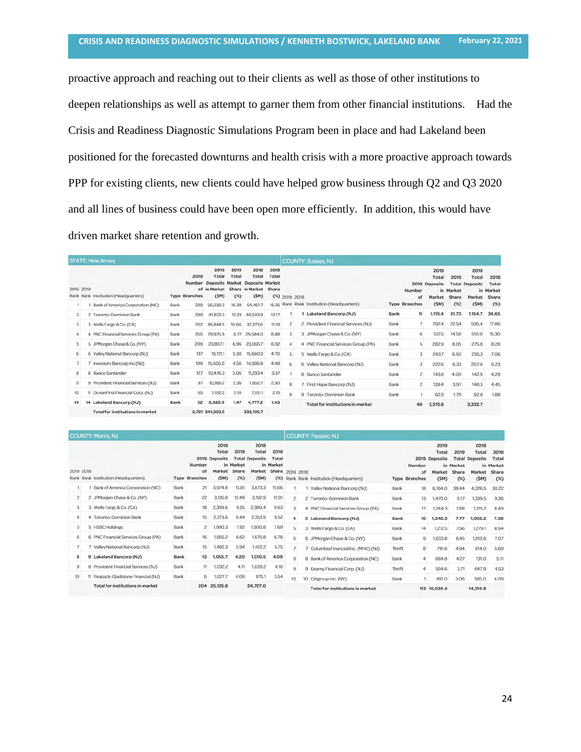proactive approach and reaching out to their clients as well as those of other institutions to deepen relationships as well as attempt to garner them from other financial institutions. Had the Crisis and Readiness Diagnostic Simulations Program been in place and had Lakeland been positioned for the forecasted downturns and health crisis with a more proactive approach towards PPP for existing clients, new clients could have helped grow business through Q2 and Q3 2020 and all lines of business could have been open more efficiently. In addition, this would have driven market share retention and growth.

STATE: New Jersey

| 2019 Rank | 2018 Rank | Institution (Headquarters) | Type | 2019 Number of Branches | 2019 Total Deposits in Market ($M) | 2019 Total Market Share (%) | 2018 Total Deposits in Market ($M) | 2018 Total Market Share (%) |
|---|---|---|---|---|---|---|---|---|
| 1 | 1 | Bank of America Corporation (NC) | Bank | 229 | 56,039.3 | 16.39 | 54,461.7 | 16.35 |
| 2 | 2 | Toronto-Dominion Bank | Bank | 239 | 41,823.3 | 12.23 | 40,533.9 | 12.17 |
| 3 | 3 | Wells Fargo & Co. (CA) | Bank | 262 | 36,444.5 | 10.66 | 37,273.6 | 11.19 |
| 4 | 4 | PNC Financial Services Group (PA) | Bank | 265 | 29,975.9 | 8.77 | 29,584.0 | 8.88 |
| 5 | 5 | JPMorgan Chase & Co. (NY) | Bank | 209 | 23,807.1 | 6.96 | 23,065.7 | 6.92 |
| 6 | 6 | Valley National Bancorp (NJ) | Bank | 137 | 18,121.1 | 5.30 | 15,660.3 | 4.70 |
| 7 | 7 | Investors Bancorp Inc (NJ) | Bank | 109 | 15,605.0 | 4.56 | 14,936.9 | 4.48 |
| 8 | 8 | Banco Santander | Bank | 127 | 10,476.3 | 3.06 | 11,233.4 | 3.37 |
| 9 | 9 | Provident Financial Services (NJ) | Bank | 97 | 8,066.2 | 2.36 | 7,652.7 | 2.30 |
| 10 | 11 | OceanFirst Financial Corp. (NJ) | Bank | 65 | 7,192.2 | 2.10 | 7,151.1 | 2.15 |
| **14** | **14** | **Lakeland Bancorp (NJ)** | **Bank** | **52** | **5,023.9** | **1.47** | **4,777.2** | **1.43** |
| | | **Total for institutions in market** | | **2,721** | **341,953.5** | | **333,135.7** | |

COUNTY: Sussex, NJ

| 2019 Rank | 2018 Rank | Institution (Headquarters) | Type | 2019 Number of Branches | 2019 Total Deposits in Market ($M) | 2019 Total Market Share (%) | 2018 Total Deposits in Market ($M) | 2018 Total Market Share (%) |
|---|---|---|---|---|---|---|---|---|
| **1** | **1** | **Lakeland Bancorp (NJ)** | **Bank** | **11** | **1,115.4** | **31.73** | **1,154.7** | **34.65** |
| 2 | 2 | Provident Financial Services (NJ) | Bank | 7 | 792.4 | 22.54 | 595.4 | 17.86 |
| 3 | 3 | JPMorgan Chase & Co. (NY) | Bank | 6 | 512.5 | 14.58 | 510.0 | 15.30 |
| 4 | 4 | PNC Financial Services Group (PA) | Bank | 5 | 282.9 | 8.05 | 275.8 | 8.28 |
| 5 | 5 | Wells Fargo & Co. (CA) | Bank | 3 | 243.7 | 6.93 | 235.3 | 7.06 |
| 6 | 6 | Valley National Bancorp (NJ) | Bank | 3 | 222.6 | 6.33 | 207.6 | 6.23 |
| 7 | 8 | Banco Santander | Bank | 2 | 143.8 | 4.09 | 142.9 | 4.29 |
| 8 | 7 | First Hope Bancorp (NJ) | Bank | 2 | 139.4 | 3.97 | 148.3 | 4.45 |
| 9 | 9 | Toronto-Dominion Bank | Bank | 1 | 62.9 | 1.79 | 62.8 | 1.88 |
| | | **Total for institutions in market** | | **40** | **3,515.6** | | **3,332.7** | |

COUNTY: Morris, NJ

| 2019 Rank | 2018 Rank | Institution (Headquarters) | Type | 2019 Number of Branches | 2019 Total Deposits in Market ($M) | 2019 Total Market Share (%) | 2018 Total Deposits in Market ($M) | 2018 Total Market Share (%) |
|---|---|---|---|---|---|---|---|---|
| 1 | 1 | Bank of America Corporation (NC) | Bank | 21 | 3,974.8 | 15.81 | 3,873.3 | 15.66 |
| 2 | 2 | JPMorgan Chase & Co. (NY) | Bank | 22 | 3,135.8 | 12.48 | 3,192.9 | 12.91 |
| 3 | 3 | Wells Fargo & Co. (CA) | Bank | 18 | 2,399.6 | 9.55 | 2,380.4 | 9.63 |
| 4 | 4 | Toronto-Dominion Bank | Bank | 15 | 2,373.6 | 9.44 | 2,353.9 | 9.52 |
| 5 | 5 | HSBC Holdings | Bank | 2 | 1,990.3 | 7.92 | 1,900.8 | 7.69 |
| 6 | 6 | PNC Financial Services Group (PA) | Bank | 16 | 1,665.2 | 6.62 | 1,675.8 | 6.78 |
| 7 | 7 | Valley National Bancorp (NJ) | Bank | 15 | 1,492.3 | 5.94 | 1,422.2 | 5.75 |
| **8** | **9** | **Lakeland Bancorp (NJ)** | **Bank** | **13** | **1,055.7** | **4.20** | **1,010.5** | **4.09** |
| 9 | 8 | Provident Financial Services (NJ) | Bank | 11 | 1,032.2 | 4.11 | 1,028.2 | 4.16 |
| 10 | 11 | Peapack-Gladstone Financial (NJ) | Bank | 6 | 1,027.7 | 4.09 | 875.1 | 3.54 |
| | | **Total for institutions in market** | | **204** | **25,135.8** | | **24,727.0** | |

COUNTY: Passaic, NJ

| 2019 Rank | 2018 Rank | Institution (Headquarters) | Type | 2019 Number of Branches | 2019 Total Deposits in Market ($M) | 2019 Total Market Share (%) | 2018 Total Deposits in Market ($M) | 2018 Total Market Share (%) |
|---|---|---|---|---|---|---|---|---|
| 1 | 1 | Valley National Bancorp (NJ) | Bank | 18 | 6,164.0 | 38.44 | 4,326.5 | 30.22 |
| 2 | 2 | Toronto-Dominion Bank | Bank | 13 | 1,470.0 | 9.17 | 1,339.5 | 9.36 |
| 3 | 4 | PNC Financial Services Group (PA) | Bank | 17 | 1,264.3 | 7.88 | 1,215.2 | 8.49 |
| **4** | **5** | **Lakeland Bancorp (NJ)** | **Bank** | **10** | **1,246.3** | **7.77** | **1,056.2** | **7.38** |
| 5 | 3 | Wells Fargo & Co. (CA) | Bank | 14 | 1,212.5 | 7.56 | 1,279.1 | 8.94 |
| 6 | 6 | JPMorgan Chase & Co. (NY) | Bank | 9 | 1,033.8 | 6.45 | 1,012.6 | 7.07 |
| 7 | 7 | Columbia Financial Inc. (MHC) (NJ) | Thrift | 8 | 791.6 | 4.94 | 814.0 | 5.69 |
| 8 | 8 | Bank of America Corporation (NC) | Bank | 4 | 684.8 | 4.27 | 731.0 | 5.11 |
| 9 | 9 | Kearny Financial Corp. (NJ) | Thrift | 4 | 594.6 | 3.71 | 647.9 | 4.53 |
| 10 | 10 | Citigroup Inc. (NY) | Bank | 1 | 491.0 | 3.06 | 585.0 | 4.09 |
| | | **Total for institutions in market** | | **113** | **16,034.4** | | **14,314.8** | |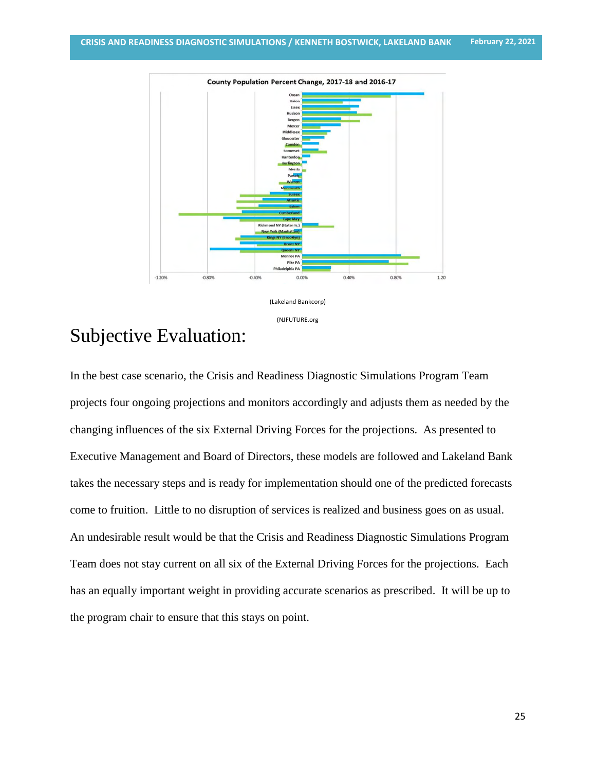County Population Percent Change, 2017-18 and 2016-17

Ocean
Union
Essex
Hudson
Bergen
Mercer
Middlesex
Gloucester
Camden
Somerset
Hunterdon
Burlington
Morris
Passaic
Warren
Monmouth
Sussex
Atlantic
Salem
Cumberland
Cape May
Richmond NY (Staten Is.)
New York (Manhattan)
Kings NY (Brooklyn)
Bronx NY
Queens NY
Monroe PA
Pike PA
Philadelphia PA

-1.20% -0.80% -0.40% 0.00% 0.40% 0.80% 1.20

(Lakeland Bankcorp)

(NJFUTURE.org

# Subjective Evaluation:

In the best case scenario, the Crisis and Readiness Diagnostic Simulations Program Team projects four ongoing projections and monitors accordingly and adjusts them as needed by the changing influences of the six External Driving Forces for the projections. As presented to Executive Management and Board of Directors, these models are followed and Lakeland Bank takes the necessary steps and is ready for implementation should one of the predicted forecasts come to fruition. Little to no disruption of services is realized and business goes on as usual. An undesirable result would be that the Crisis and Readiness Diagnostic Simulations Program Team does not stay current on all six of the External Driving Forces for the projections. Each has an equally important weight in providing accurate scenarios as prescribed. It will be up to the program chair to ensure that this stays on point.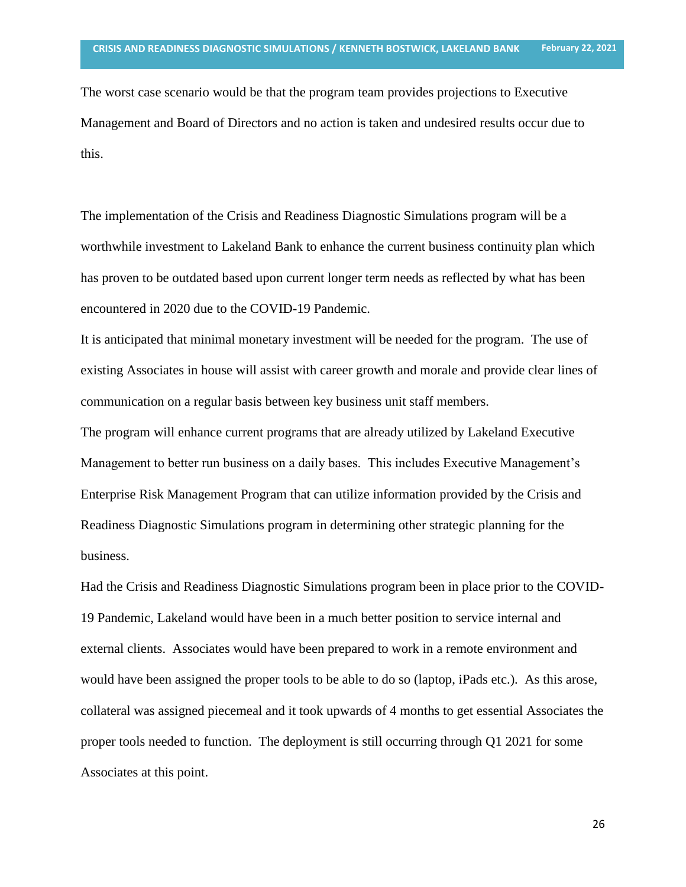The worst case scenario would be that the program team provides projections to Executive Management and Board of Directors and no action is taken and undesired results occur due to this.

The implementation of the Crisis and Readiness Diagnostic Simulations program will be a worthwhile investment to Lakeland Bank to enhance the current business continuity plan which has proven to be outdated based upon current longer term needs as reflected by what has been encountered in 2020 due to the COVID-19 Pandemic.

It is anticipated that minimal monetary investment will be needed for the program. The use of existing Associates in house will assist with career growth and morale and provide clear lines of communication on a regular basis between key business unit staff members.

The program will enhance current programs that are already utilized by Lakeland Executive Management to better run business on a daily bases. This includes Executive Management's Enterprise Risk Management Program that can utilize information provided by the Crisis and Readiness Diagnostic Simulations program in determining other strategic planning for the business.

Had the Crisis and Readiness Diagnostic Simulations program been in place prior to the COVID-19 Pandemic, Lakeland would have been in a much better position to service internal and external clients. Associates would have been prepared to work in a remote environment and would have been assigned the proper tools to be able to do so (laptop, iPads etc.). As this arose, collateral was assigned piecemeal and it took upwards of 4 months to get essential Associates the proper tools needed to function. The deployment is still occurring through Q1 2021 for some Associates at this point.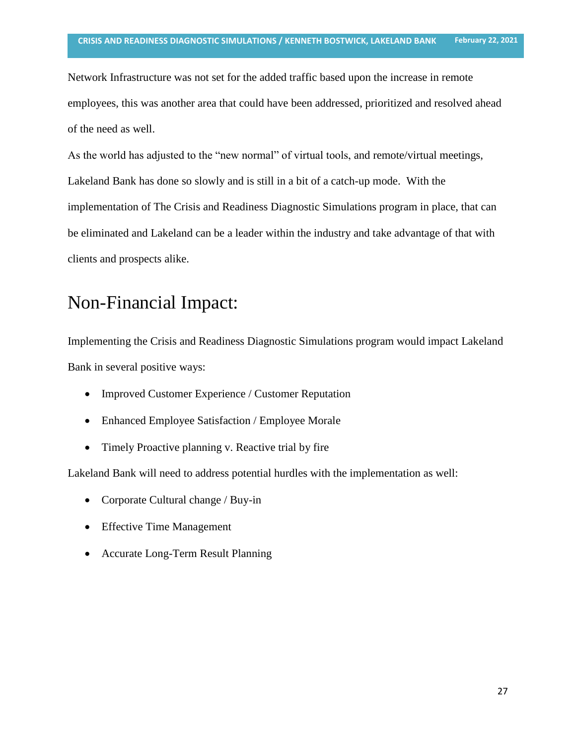Network Infrastructure was not set for the added traffic based upon the increase in remote employees, this was another area that could have been addressed, prioritized and resolved ahead of the need as well.

As the world has adjusted to the "new normal" of virtual tools, and remote/virtual meetings, Lakeland Bank has done so slowly and is still in a bit of a catch-up mode. With the implementation of The Crisis and Readiness Diagnostic Simulations program in place, that can be eliminated and Lakeland can be a leader within the industry and take advantage of that with clients and prospects alike.

# Non-Financial Impact:

Implementing the Crisis and Readiness Diagnostic Simulations program would impact Lakeland Bank in several positive ways:

- Improved Customer Experience / Customer Reputation
- Enhanced Employee Satisfaction / Employee Morale
- Timely Proactive planning v. Reactive trial by fire

Lakeland Bank will need to address potential hurdles with the implementation as well:

- Corporate Cultural change / Buy-in
- Effective Time Management
- Accurate Long-Term Result Planning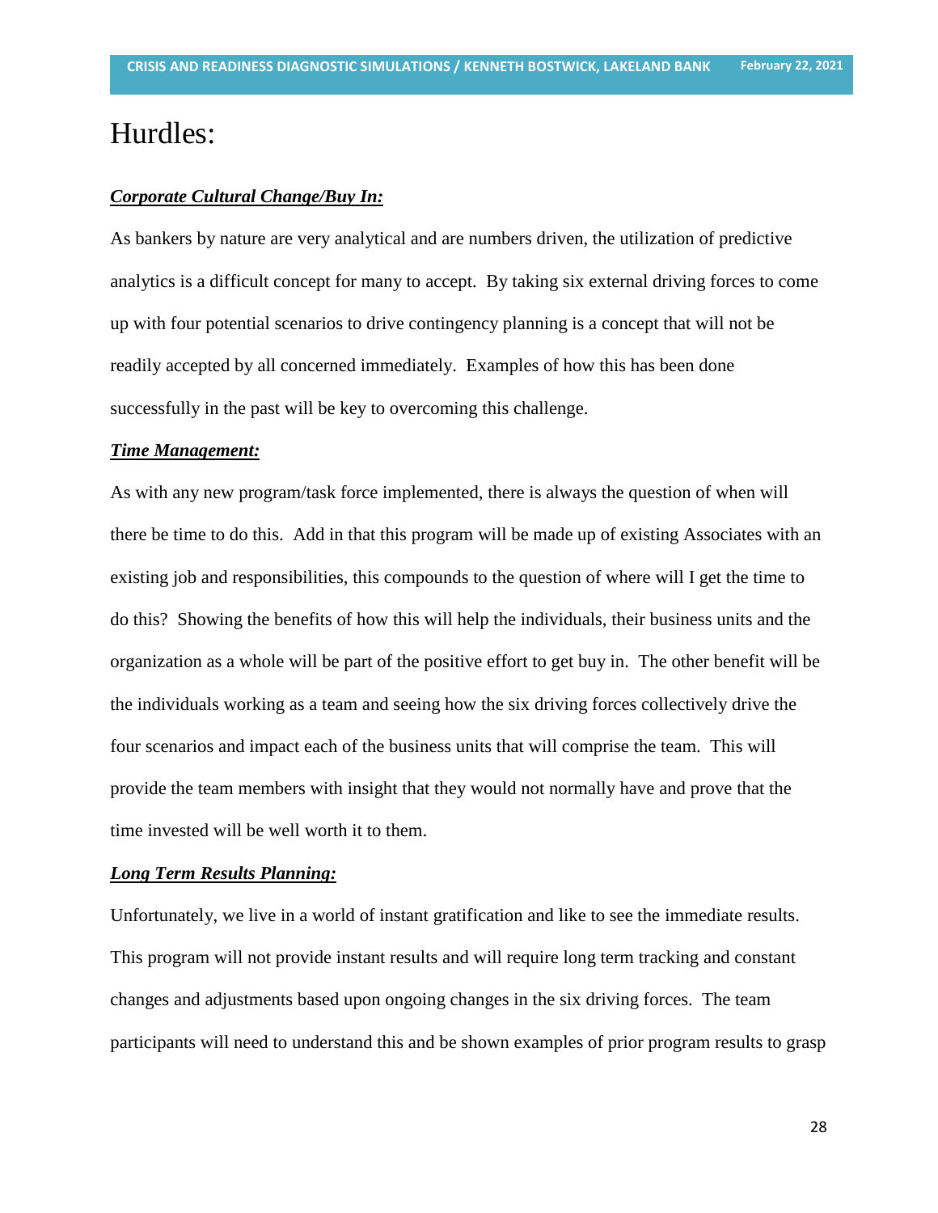# Hurdles:

***Corporate Cultural Change/Buy In:***

As bankers by nature are very analytical and are numbers driven, the utilization of predictive analytics is a difficult concept for many to accept. By taking six external driving forces to come up with four potential scenarios to drive contingency planning is a concept that will not be readily accepted by all concerned immediately. Examples of how this has been done successfully in the past will be key to overcoming this challenge.

***Time Management:***

As with any new program/task force implemented, there is always the question of when will there be time to do this. Add in that this program will be made up of existing Associates with an existing job and responsibilities, this compounds to the question of where will I get the time to do this? Showing the benefits of how this will help the individuals, their business units and the organization as a whole will be part of the positive effort to get buy in. The other benefit will be the individuals working as a team and seeing how the six driving forces collectively drive the four scenarios and impact each of the business units that will comprise the team. This will provide the team members with insight that they would not normally have and prove that the time invested will be well worth it to them.

***Long Term Results Planning:***

Unfortunately, we live in a world of instant gratification and like to see the immediate results. This program will not provide instant results and will require long term tracking and constant changes and adjustments based upon ongoing changes in the six driving forces. The team participants will need to understand this and be shown examples of prior program results to grasp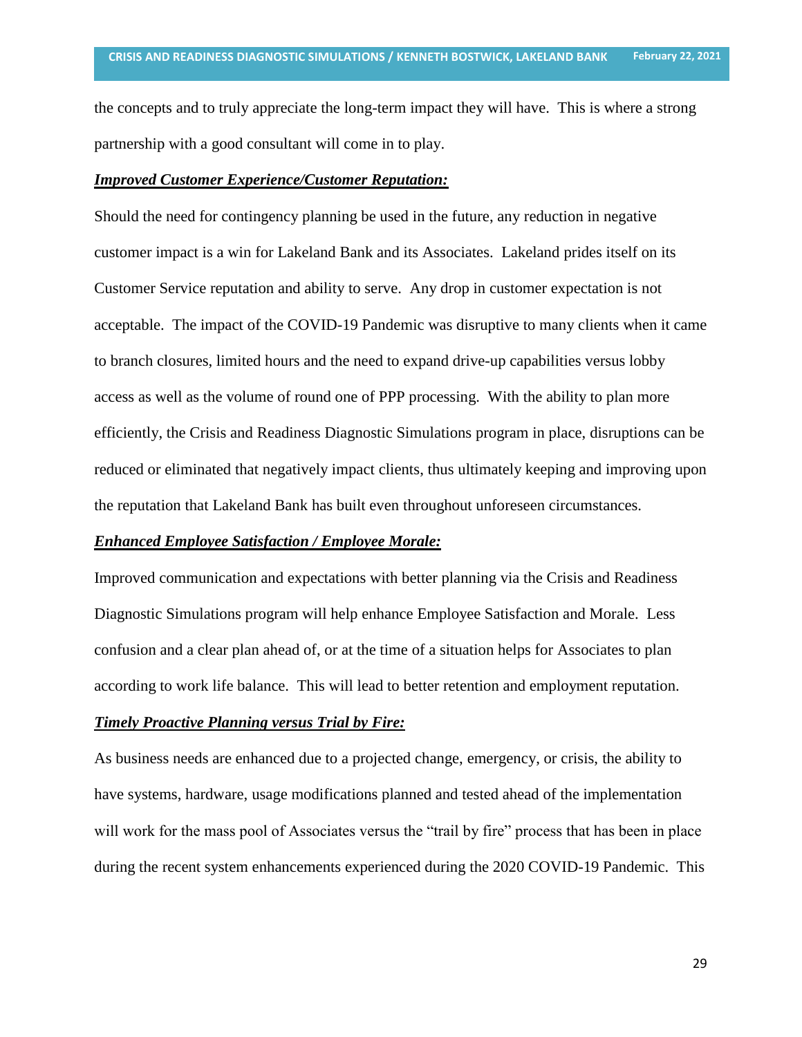the concepts and to truly appreciate the long-term impact they will have. This is where a strong partnership with a good consultant will come in to play.

***Improved Customer Experience/Customer Reputation:***

Should the need for contingency planning be used in the future, any reduction in negative customer impact is a win for Lakeland Bank and its Associates. Lakeland prides itself on its Customer Service reputation and ability to serve. Any drop in customer expectation is not acceptable. The impact of the COVID-19 Pandemic was disruptive to many clients when it came to branch closures, limited hours and the need to expand drive-up capabilities versus lobby access as well as the volume of round one of PPP processing. With the ability to plan more efficiently, the Crisis and Readiness Diagnostic Simulations program in place, disruptions can be reduced or eliminated that negatively impact clients, thus ultimately keeping and improving upon the reputation that Lakeland Bank has built even throughout unforeseen circumstances.

***Enhanced Employee Satisfaction / Employee Morale:***

Improved communication and expectations with better planning via the Crisis and Readiness Diagnostic Simulations program will help enhance Employee Satisfaction and Morale. Less confusion and a clear plan ahead of, or at the time of a situation helps for Associates to plan according to work life balance. This will lead to better retention and employment reputation.

***Timely Proactive Planning versus Trial by Fire:***

As business needs are enhanced due to a projected change, emergency, or crisis, the ability to have systems, hardware, usage modifications planned and tested ahead of the implementation will work for the mass pool of Associates versus the "trail by fire" process that has been in place during the recent system enhancements experienced during the 2020 COVID-19 Pandemic. This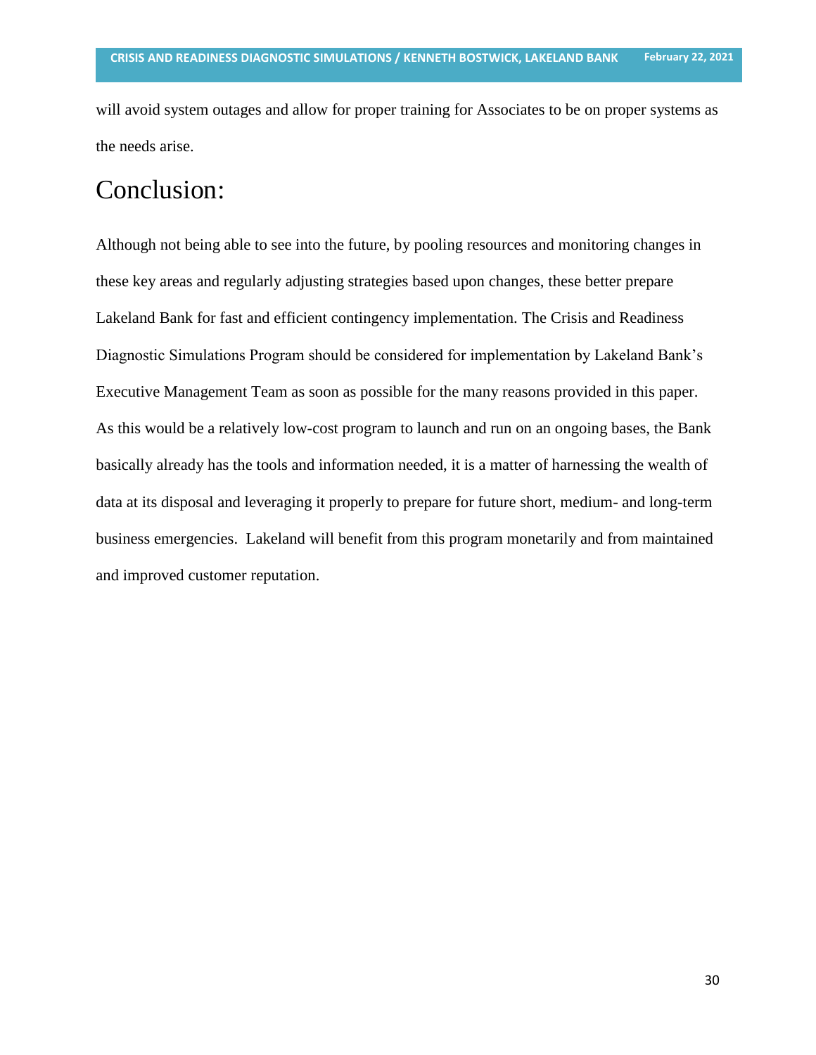will avoid system outages and allow for proper training for Associates to be on proper systems as the needs arise.

# Conclusion:

Although not being able to see into the future, by pooling resources and monitoring changes in these key areas and regularly adjusting strategies based upon changes, these better prepare Lakeland Bank for fast and efficient contingency implementation. The Crisis and Readiness Diagnostic Simulations Program should be considered for implementation by Lakeland Bank's Executive Management Team as soon as possible for the many reasons provided in this paper. As this would be a relatively low-cost program to launch and run on an ongoing bases, the Bank basically already has the tools and information needed, it is a matter of harnessing the wealth of data at its disposal and leveraging it properly to prepare for future short, medium- and long-term business emergencies. Lakeland will benefit from this program monetarily and from maintained and improved customer reputation.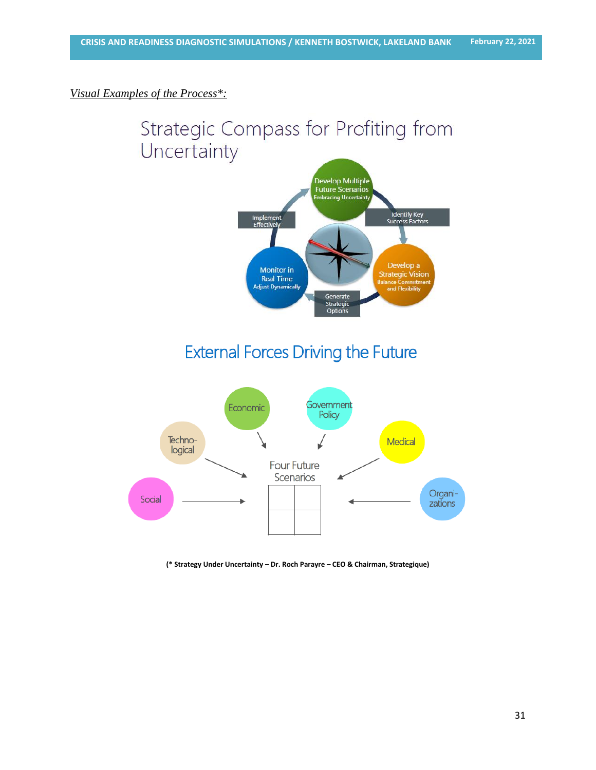*Visual Examples of the Process*:*

Strategic Compass for Profiting from Uncertainty

Develop Multiple Future Scenarios
Embracing Uncertainty

Identify Key Success Factors

Develop a Strategic Vision
Balance Commitment and Flexibility

Generate Strategic Options

Monitor in Real Time
Adjust Dynamically

Implement Effectively

External Forces Driving the Future

Economic

Government Policy

Techno-logical

Medical

Social

Organi-zations

Four Future Scenarios

**(* Strategy Under Uncertainty – Dr. Roch Parayre – CEO & Chairman, Strategique)**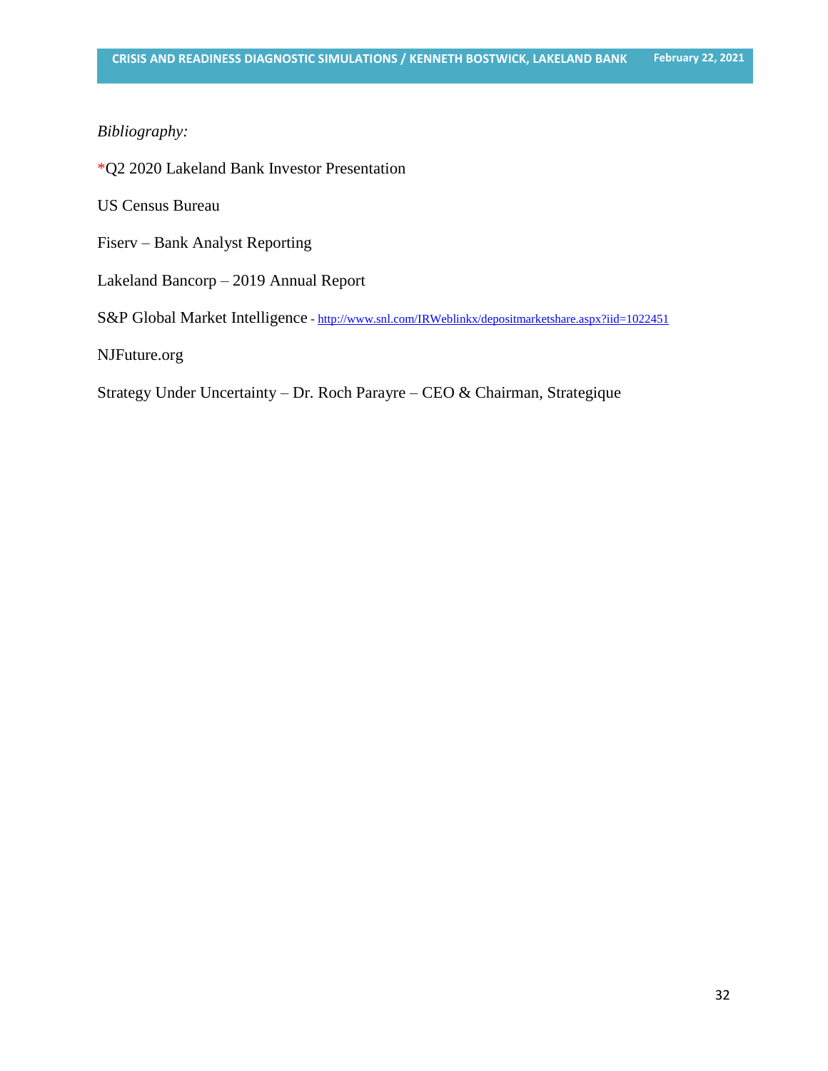*Bibliography:*

*Q2 2020 Lakeland Bank Investor Presentation

US Census Bureau

Fiserv – Bank Analyst Reporting

Lakeland Bancorp – 2019 Annual Report

S&P Global Market Intelligence - http://www.snl.com/IRWeblinkx/depositmarketshare.aspx?iid=1022451

NJFuture.org

Strategy Under Uncertainty – Dr. Roch Parayre – CEO & Chairman, Strategique